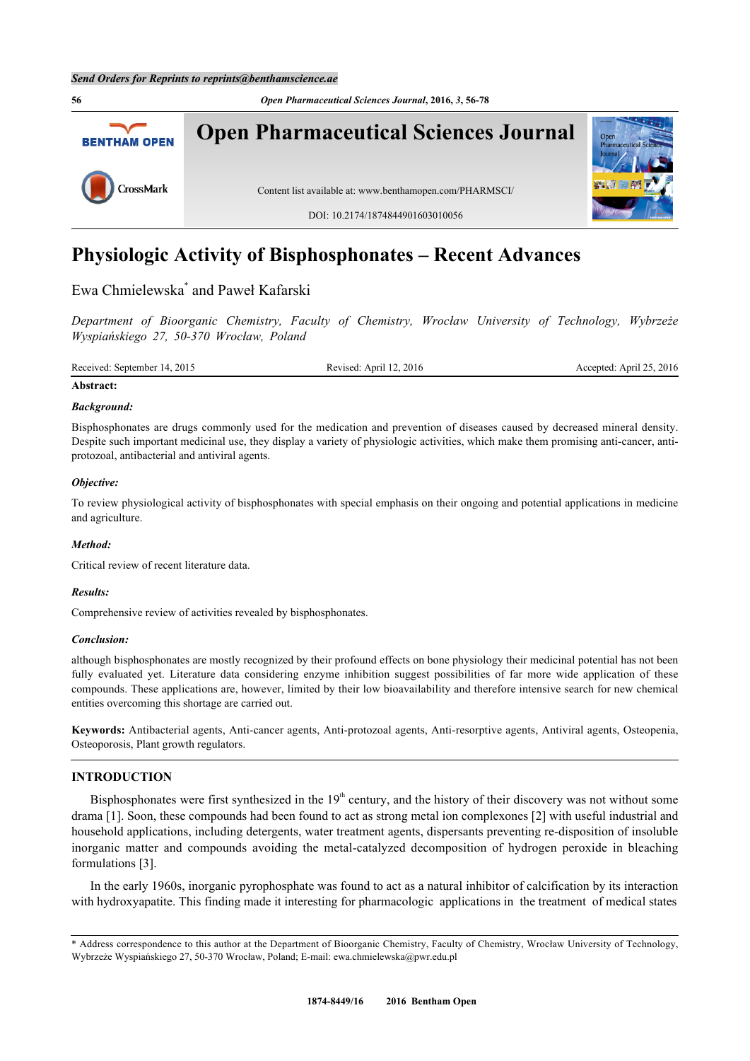# Physiologic Activity of Bisphosphonates – Recent Advances

Ewa Chmielewska* and Paweł Kafarski

*Department of Bioorganic Chemistry, Faculty of Chemistry, Wrocław University of Technology, Wybrzeże Wyspiańskiego 27, 50-370 Wrocław, Poland*

Received: September 14, 2015 Revised: April 12, 2016 Accepted: April 25, 2016

**Abstract:**

***Background:***

Bisphosphonates are drugs commonly used for the medication and prevention of diseases caused by decreased mineral density. Despite such important medicinal use, they display a variety of physiologic activities, which make them promising anti-cancer, anti-protozoal, antibacterial and antiviral agents.

***Objective:***

To review physiological activity of bisphosphonates with special emphasis on their ongoing and potential applications in medicine and agriculture.

***Method:***

Critical review of recent literature data.

***Results:***

Comprehensive review of activities revealed by bisphosphonates.

***Conclusion:***

although bisphosphonates are mostly recognized by their profound effects on bone physiology their medicinal potential has not been fully evaluated yet. Literature data considering enzyme inhibition suggest possibilities of far more wide application of these compounds. These applications are, however, limited by their low bioavailability and therefore intensive search for new chemical entities overcoming this shortage are carried out.

**Keywords:** Antibacterial agents, Anti-cancer agents, Anti-protozoal agents, Anti-resorptive agents, Antiviral agents, Osteopenia, Osteoporosis, Plant growth regulators.

## INTRODUCTION

Bisphosphonates were first synthesized in the 19th century, and the history of their discovery was not without some drama [1]. Soon, these compounds had been found to act as strong metal ion complexones [2] with useful industrial and household applications, including detergents, water treatment agents, dispersants preventing re-disposition of insoluble inorganic matter and compounds avoiding the metal-catalyzed decomposition of hydrogen peroxide in bleaching formulations [3].

In the early 1960s, inorganic pyrophosphate was found to act as a natural inhibitor of calcification by its interaction with hydroxyapatite. This finding made it interesting for pharmacologic applications in the treatment of medical states

* Address correspondence to this author at the Department of Bioorganic Chemistry, Faculty of Chemistry, Wrocław University of Technology, Wybrzeże Wyspiańskiego 27, 50-370 Wrocław, Poland; E-mail: ewa.chmielewska@pwr.edu.pl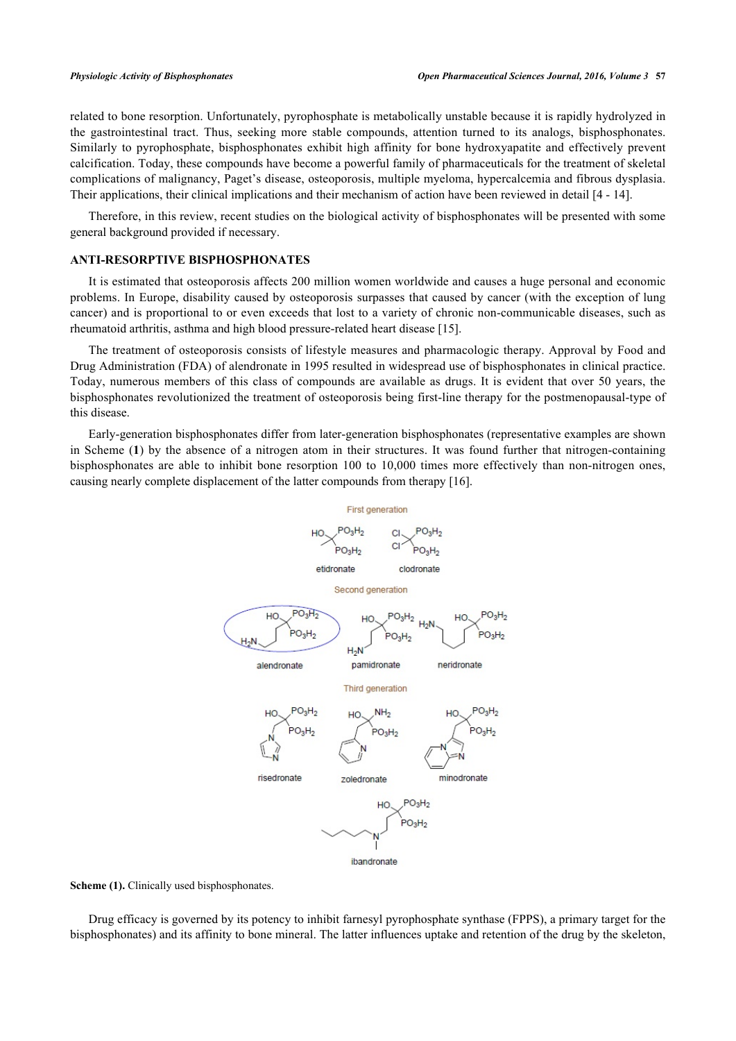related to bone resorption. Unfortunately, pyrophosphate is metabolically unstable because it is rapidly hydrolyzed in the gastrointestinal tract. Thus, seeking more stable compounds, attention turned to its analogs, bisphosphonates. Similarly to pyrophosphate, bisphosphonates exhibit high affinity for bone hydroxyapatite and effectively prevent calcification. Today, these compounds have become a powerful family of pharmaceuticals for the treatment of skeletal complications of malignancy, Paget's disease, osteoporosis, multiple myeloma, hypercalcemia and fibrous dysplasia. Their applications, their clinical implications and their mechanism of action have been reviewed in detail [4 - 14].

Therefore, in this review, recent studies on the biological activity of bisphosphonates will be presented with some general background provided if necessary.

## ANTI-RESORPTIVE BISPHOSPHONATES

It is estimated that osteoporosis affects 200 million women worldwide and causes a huge personal and economic problems. In Europe, disability caused by osteoporosis surpasses that caused by cancer (with the exception of lung cancer) and is proportional to or even exceeds that lost to a variety of chronic non-communicable diseases, such as rheumatoid arthritis, asthma and high blood pressure-related heart disease [15].

The treatment of osteoporosis consists of lifestyle measures and pharmacologic therapy. Approval by Food and Drug Administration (FDA) of alendronate in 1995 resulted in widespread use of bisphosphonates in clinical practice. Today, numerous members of this class of compounds are available as drugs. It is evident that over 50 years, the bisphosphonates revolutionized the treatment of osteoporosis being first-line therapy for the postmenopausal-type of this disease.

Early-generation bisphosphonates differ from later-generation bisphosphonates (representative examples are shown in Scheme (**1**) by the absence of a nitrogen atom in their structures. It was found further that nitrogen-containing bisphosphonates are able to inhibit bone resorption 100 to 10,000 times more effectively than non-nitrogen ones, causing nearly complete displacement of the latter compounds from therapy [16].

First generation

etidronate  clodronate

Second generation

alendronate  pamidronate  neridronate

Third generation

risedronate  zoledronate  minodronate

ibandronate

**Scheme (1).** Clinically used bisphosphonates.

Drug efficacy is governed by its potency to inhibit farnesyl pyrophosphate synthase (FPPS), a primary target for the bisphosphonates) and its affinity to bone mineral. The latter influences uptake and retention of the drug by the skeleton,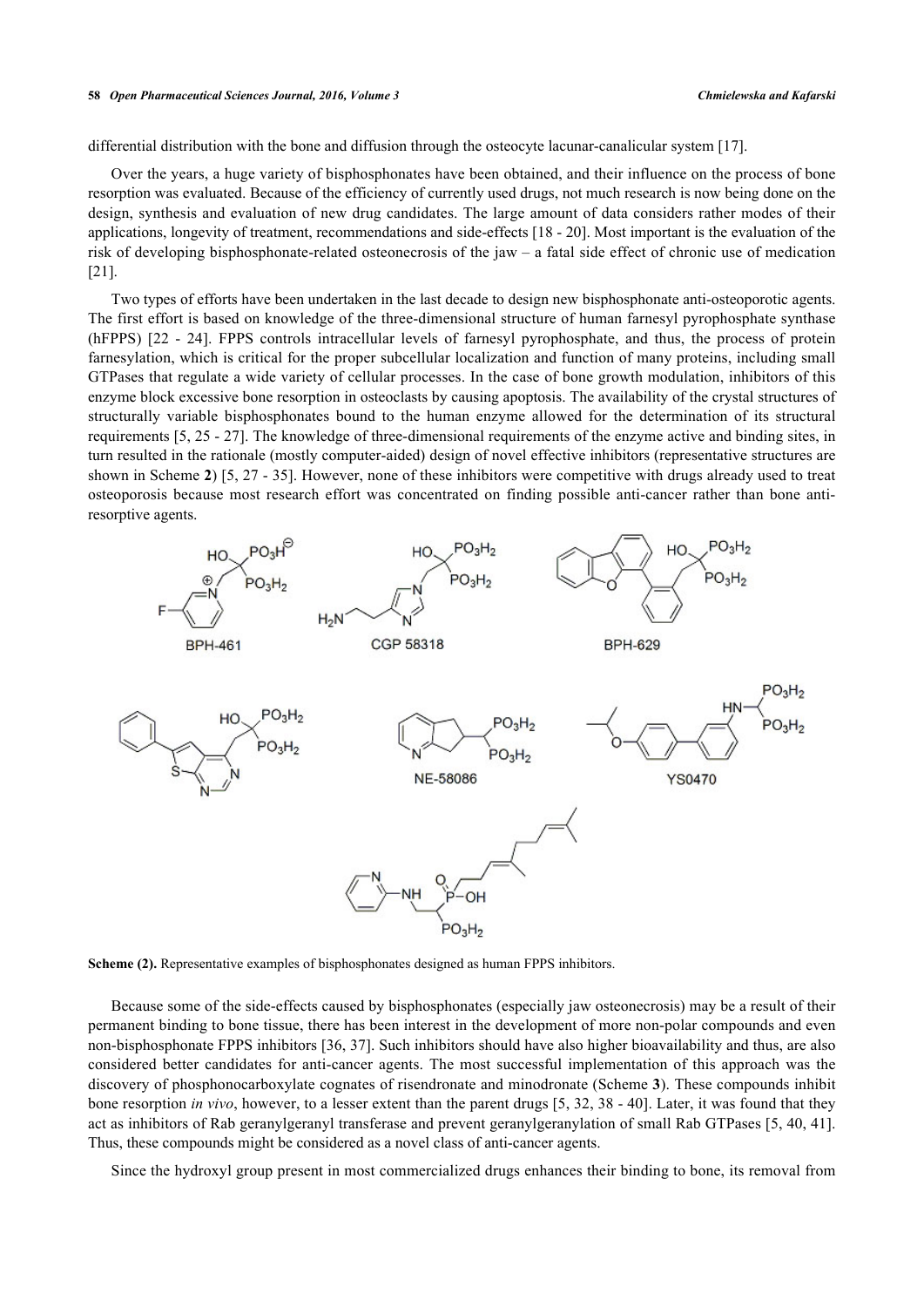differential distribution with the bone and diffusion through the osteocyte lacunar-canalicular system [17].

Over the years, a huge variety of bisphosphonates have been obtained, and their influence on the process of bone resorption was evaluated. Because of the efficiency of currently used drugs, not much research is now being done on the design, synthesis and evaluation of new drug candidates. The large amount of data considers rather modes of their applications, longevity of treatment, recommendations and side-effects [18 - 20]. Most important is the evaluation of the risk of developing bisphosphonate-related osteonecrosis of the jaw – a fatal side effect of chronic use of medication [21].

Two types of efforts have been undertaken in the last decade to design new bisphosphonate anti-osteoporotic agents. The first effort is based on knowledge of the three-dimensional structure of human farnesyl pyrophosphate synthase (hFPPS) [22 - 24]. FPPS controls intracellular levels of farnesyl pyrophosphate, and thus, the process of protein farnesylation, which is critical for the proper subcellular localization and function of many proteins, including small GTPases that regulate a wide variety of cellular processes. In the case of bone growth modulation, inhibitors of this enzyme block excessive bone resorption in osteoclasts by causing apoptosis. The availability of the crystal structures of structurally variable bisphosphonates bound to the human enzyme allowed for the determination of its structural requirements [5, 25 - 27]. The knowledge of three-dimensional requirements of the enzyme active and binding sites, in turn resulted in the rationale (mostly computer-aided) design of novel effective inhibitors (representative structures are shown in Scheme **2**) [5, 27 - 35]. However, none of these inhibitors were competitive with drugs already used to treat osteoporosis because most research effort was concentrated on finding possible anti-cancer rather than bone anti-resorptive agents.

BPH-461 CGP 58318 BPH-629

NE-58086 YS0470

**Scheme (2).** Representative examples of bisphosphonates designed as human FPPS inhibitors.

Because some of the side-effects caused by bisphosphonates (especially jaw osteonecrosis) may be a result of their permanent binding to bone tissue, there has been interest in the development of more non-polar compounds and even non-bisphosphonate FPPS inhibitors [36, 37]. Such inhibitors should have also higher bioavailability and thus, are also considered better candidates for anti-cancer agents. The most successful implementation of this approach was the discovery of phosphonocarboxylate cognates of risendronate and minodronate (Scheme **3**). These compounds inhibit bone resorption *in vivo*, however, to a lesser extent than the parent drugs [5, 32, 38 - 40]. Later, it was found that they act as inhibitors of Rab geranylgeranyl transferase and prevent geranylgeranylation of small Rab GTPases [5, 40, 41]. Thus, these compounds might be considered as a novel class of anti-cancer agents.

Since the hydroxyl group present in most commercialized drugs enhances their binding to bone, its removal from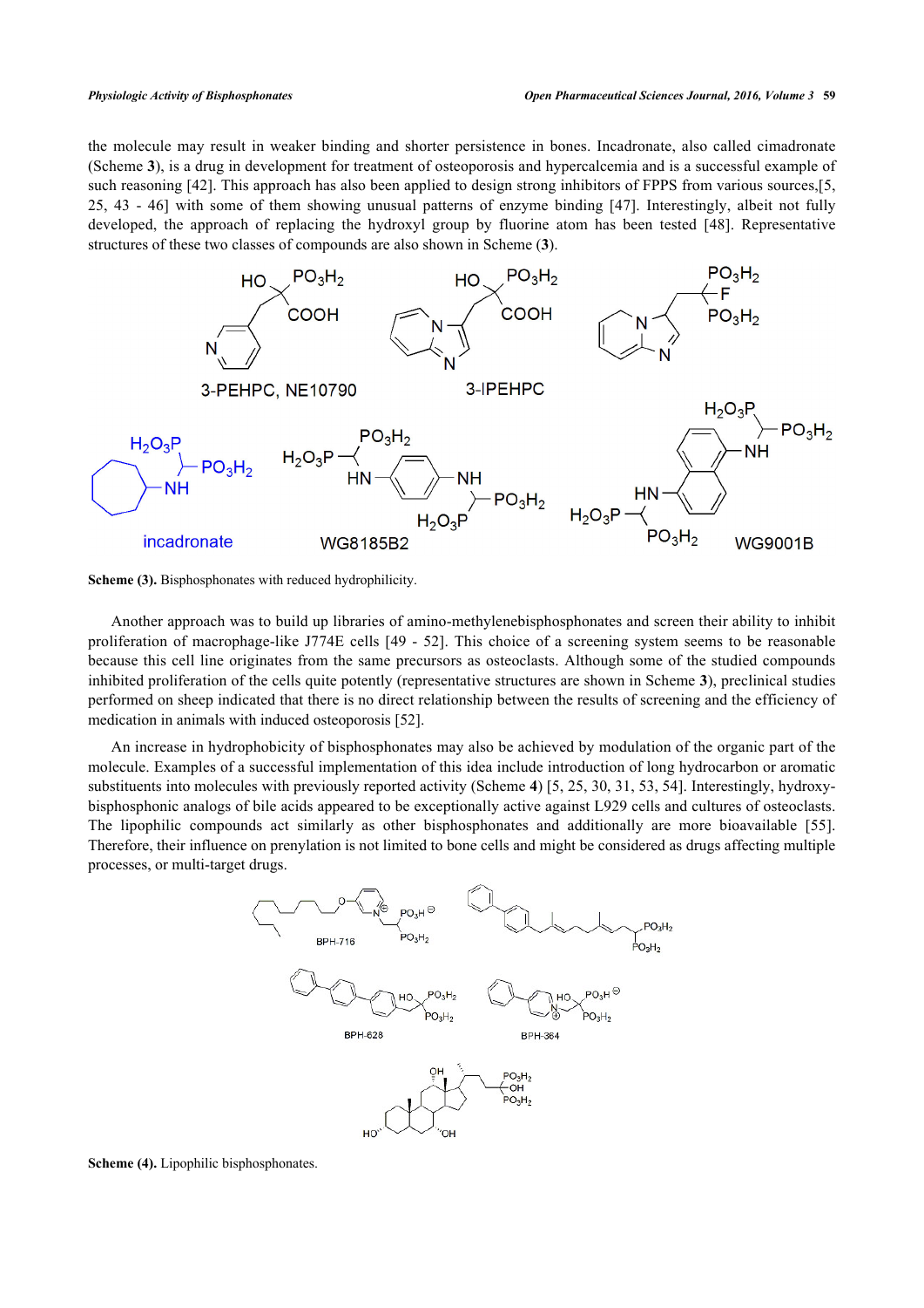the molecule may result in weaker binding and shorter persistence in bones. Incadronate, also called cimadronate (Scheme **3**), is a drug in development for treatment of osteoporosis and hypercalcemia and is a successful example of such reasoning [42]. This approach has also been applied to design strong inhibitors of FPPS from various sources,[5, 25, 43 - 46] with some of them showing unusual patterns of enzyme binding [47]. Interestingly, albeit not fully developed, the approach of replacing the hydroxyl group by fluorine atom has been tested [48]. Representative structures of these two classes of compounds are also shown in Scheme (**3**).

**Scheme (3).** Bisphosphonates with reduced hydrophilicity.

Another approach was to build up libraries of amino-methylenebisphosphonates and screen their ability to inhibit proliferation of macrophage-like J774E cells [49 - 52]. This choice of a screening system seems to be reasonable because this cell line originates from the same precursors as osteoclasts. Although some of the studied compounds inhibited proliferation of the cells quite potently (representative structures are shown in Scheme **3**), preclinical studies performed on sheep indicated that there is no direct relationship between the results of screening and the efficiency of medication in animals with induced osteoporosis [52].

An increase in hydrophobicity of bisphosphonates may also be achieved by modulation of the organic part of the molecule. Examples of a successful implementation of this idea include introduction of long hydrocarbon or aromatic substituents into molecules with previously reported activity (Scheme **4**) [5, 25, 30, 31, 53, 54]. Interestingly, hydroxy-bisphosphonic analogs of bile acids appeared to be exceptionally active against L929 cells and cultures of osteoclasts. The lipophilic compounds act similarly as other bisphosphonates and additionally are more bioavailable [55]. Therefore, their influence on prenylation is not limited to bone cells and might be considered as drugs affecting multiple processes, or multi-target drugs.

**Scheme (4).** Lipophilic bisphosphonates.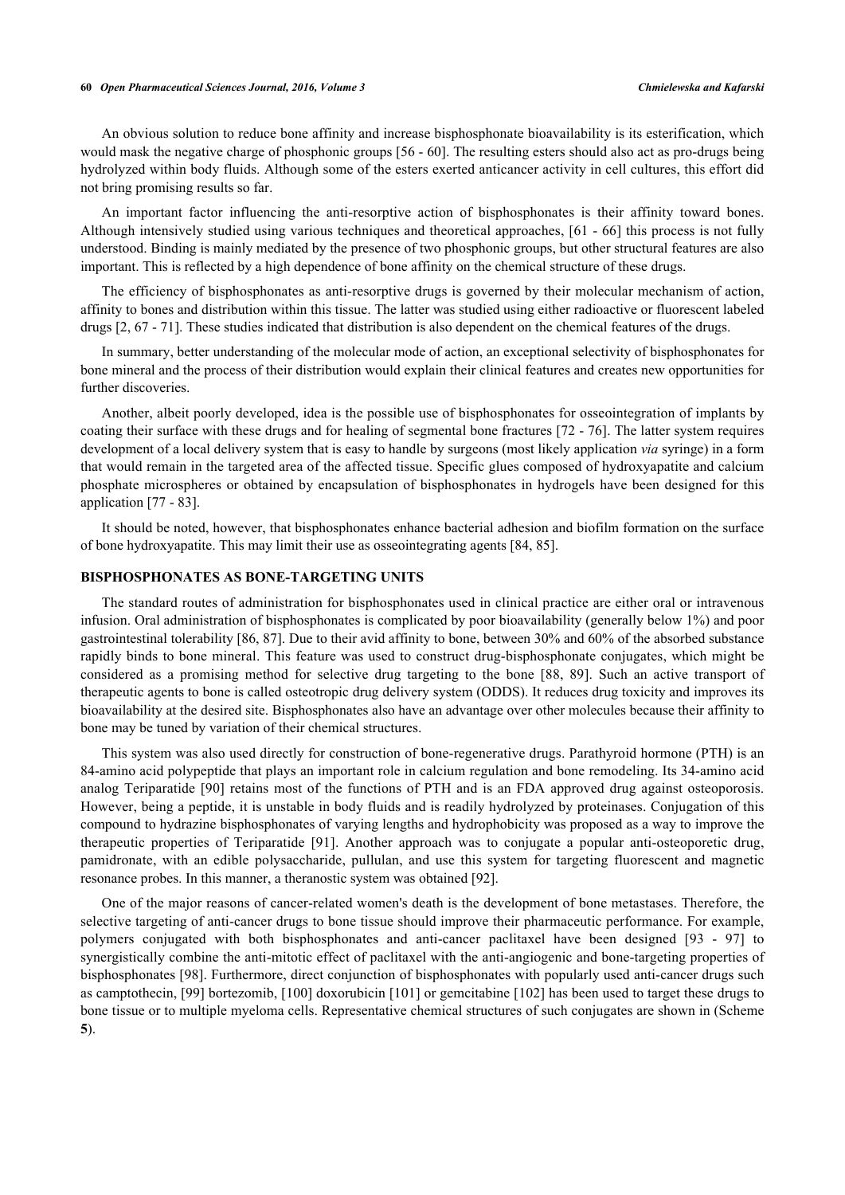An obvious solution to reduce bone affinity and increase bisphosphonate bioavailability is its esterification, which would mask the negative charge of phosphonic groups [56 - 60]. The resulting esters should also act as pro-drugs being hydrolyzed within body fluids. Although some of the esters exerted anticancer activity in cell cultures, this effort did not bring promising results so far.

An important factor influencing the anti-resorptive action of bisphosphonates is their affinity toward bones. Although intensively studied using various techniques and theoretical approaches, [61 - 66] this process is not fully understood. Binding is mainly mediated by the presence of two phosphonic groups, but other structural features are also important. This is reflected by a high dependence of bone affinity on the chemical structure of these drugs.

The efficiency of bisphosphonates as anti-resorptive drugs is governed by their molecular mechanism of action, affinity to bones and distribution within this tissue. The latter was studied using either radioactive or fluorescent labeled drugs [2, 67 - 71]. These studies indicated that distribution is also dependent on the chemical features of the drugs.

In summary, better understanding of the molecular mode of action, an exceptional selectivity of bisphosphonates for bone mineral and the process of their distribution would explain their clinical features and creates new opportunities for further discoveries.

Another, albeit poorly developed, idea is the possible use of bisphosphonates for osseointegration of implants by coating their surface with these drugs and for healing of segmental bone fractures [72 - 76]. The latter system requires development of a local delivery system that is easy to handle by surgeons (most likely application *via* syringe) in a form that would remain in the targeted area of the affected tissue. Specific glues composed of hydroxyapatite and calcium phosphate microspheres or obtained by encapsulation of bisphosphonates in hydrogels have been designed for this application [77 - 83].

It should be noted, however, that bisphosphonates enhance bacterial adhesion and biofilm formation on the surface of bone hydroxyapatite. This may limit their use as osseointegrating agents [84, 85].

## BISPHOSPHONATES AS BONE-TARGETING UNITS

The standard routes of administration for bisphosphonates used in clinical practice are either oral or intravenous infusion. Oral administration of bisphosphonates is complicated by poor bioavailability (generally below 1%) and poor gastrointestinal tolerability [86, 87]. Due to their avid affinity to bone, between 30% and 60% of the absorbed substance rapidly binds to bone mineral. This feature was used to construct drug-bisphosphonate conjugates, which might be considered as a promising method for selective drug targeting to the bone [88, 89]. Such an active transport of therapeutic agents to bone is called osteotropic drug delivery system (ODDS). It reduces drug toxicity and improves its bioavailability at the desired site. Bisphosphonates also have an advantage over other molecules because their affinity to bone may be tuned by variation of their chemical structures.

This system was also used directly for construction of bone-regenerative drugs. Parathyroid hormone (PTH) is an 84-amino acid polypeptide that plays an important role in calcium regulation and bone remodeling. Its 34-amino acid analog Teriparatide [90] retains most of the functions of PTH and is an FDA approved drug against osteoporosis. However, being a peptide, it is unstable in body fluids and is readily hydrolyzed by proteinases. Conjugation of this compound to hydrazine bisphosphonates of varying lengths and hydrophobicity was proposed as a way to improve the therapeutic properties of Teriparatide [91]. Another approach was to conjugate a popular anti-osteoporetic drug, pamidronate, with an edible polysaccharide, pullulan, and use this system for targeting fluorescent and magnetic resonance probes. In this manner, a theranostic system was obtained [92].

One of the major reasons of cancer-related women's death is the development of bone metastases. Therefore, the selective targeting of anti-cancer drugs to bone tissue should improve their pharmaceutic performance. For example, polymers conjugated with both bisphosphonates and anti-cancer paclitaxel have been designed [93 - 97] to synergistically combine the anti-mitotic effect of paclitaxel with the anti-angiogenic and bone-targeting properties of bisphosphonates [98]. Furthermore, direct conjunction of bisphosphonates with popularly used anti-cancer drugs such as camptothecin, [99] bortezomib, [100] doxorubicin [101] or gemcitabine [102] has been used to target these drugs to bone tissue or to multiple myeloma cells. Representative chemical structures of such conjugates are shown in (Scheme **5**).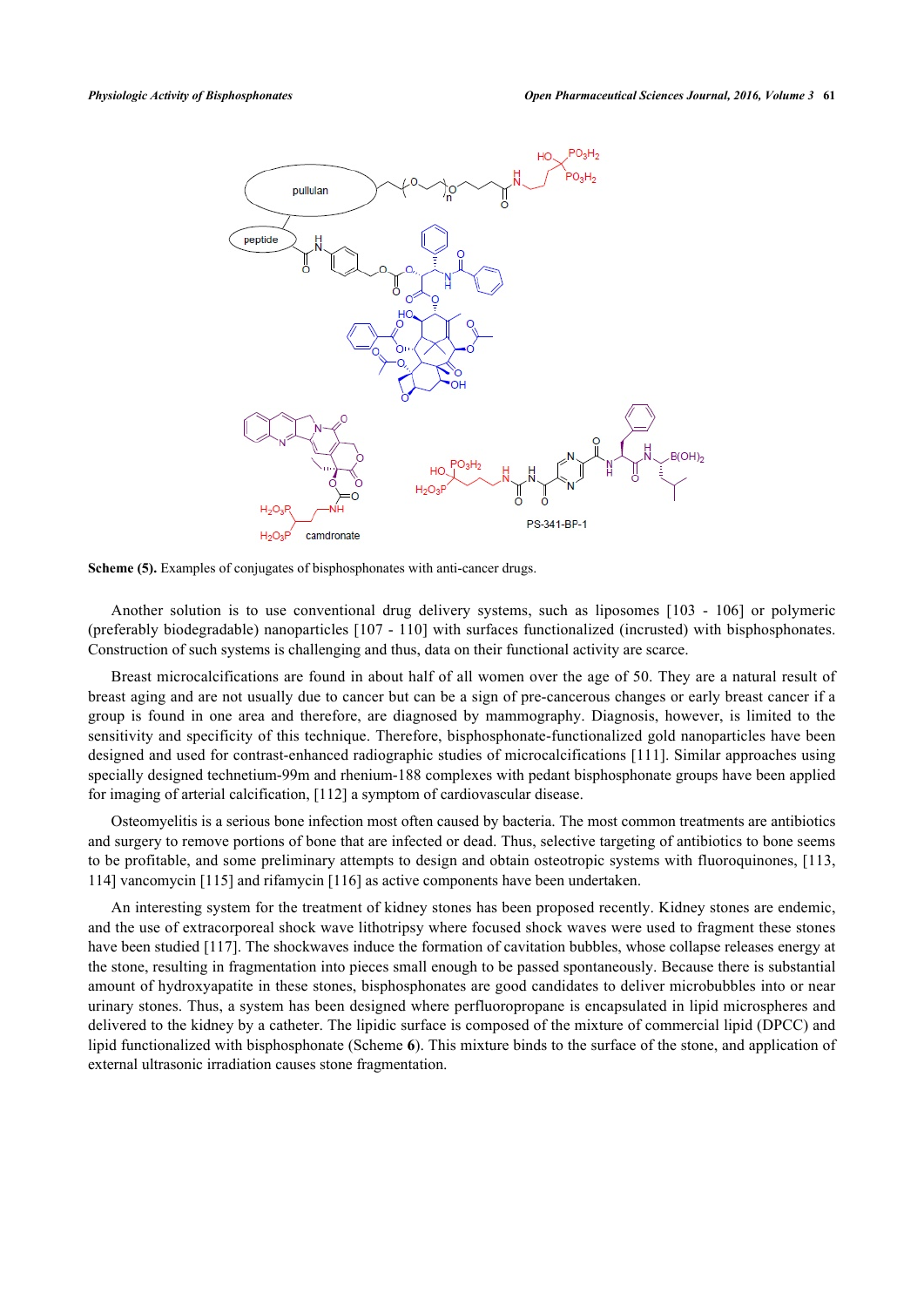**Scheme (5).** Examples of conjugates of bisphosphonates with anti-cancer drugs.

Another solution is to use conventional drug delivery systems, such as liposomes [103 - 106] or polymeric (preferably biodegradable) nanoparticles [107 - 110] with surfaces functionalized (incrusted) with bisphosphonates. Construction of such systems is challenging and thus, data on their functional activity are scarce.

Breast microcalcifications are found in about half of all women over the age of 50. They are a natural result of breast aging and are not usually due to cancer but can be a sign of pre-cancerous changes or early breast cancer if a group is found in one area and therefore, are diagnosed by mammography. Diagnosis, however, is limited to the sensitivity and specificity of this technique. Therefore, bisphosphonate-functionalized gold nanoparticles have been designed and used for contrast-enhanced radiographic studies of microcalcifications [111]. Similar approaches using specially designed technetium-99m and rhenium-188 complexes with pedant bisphosphonate groups have been applied for imaging of arterial calcification, [112] a symptom of cardiovascular disease.

Osteomyelitis is a serious bone infection most often caused by bacteria. The most common treatments are antibiotics and surgery to remove portions of bone that are infected or dead. Thus, selective targeting of antibiotics to bone seems to be profitable, and some preliminary attempts to design and obtain osteotropic systems with fluoroquinones, [113, 114] vancomycin [115] and rifamycin [116] as active components have been undertaken.

An interesting system for the treatment of kidney stones has been proposed recently. Kidney stones are endemic, and the use of extracorporeal shock wave lithotripsy where focused shock waves were used to fragment these stones have been studied [117]. The shockwaves induce the formation of cavitation bubbles, whose collapse releases energy at the stone, resulting in fragmentation into pieces small enough to be passed spontaneously. Because there is substantial amount of hydroxyapatite in these stones, bisphosphonates are good candidates to deliver microbubbles into or near urinary stones. Thus, a system has been designed where perfluoropropane is encapsulated in lipid microspheres and delivered to the kidney by a catheter. The lipidic surface is composed of the mixture of commercial lipid (DPCC) and lipid functionalized with bisphosphonate (Scheme **6**). This mixture binds to the surface of the stone, and application of external ultrasonic irradiation causes stone fragmentation.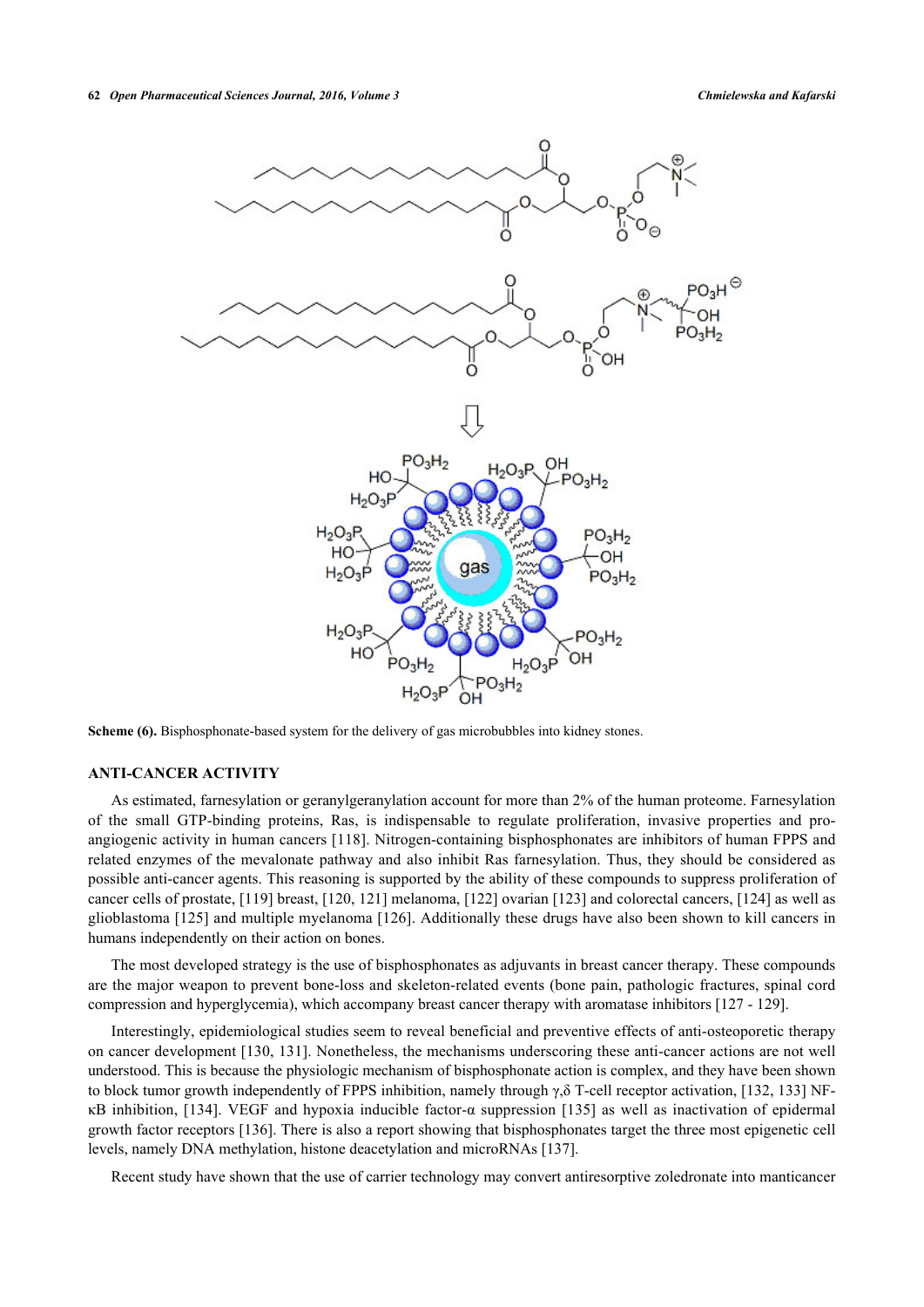**Scheme (6).** Bisphosphonate-based system for the delivery of gas microbubbles into kidney stones.

## ANTI-CANCER ACTIVITY

As estimated, farnesylation or geranylgeranylation account for more than 2% of the human proteome. Farnesylation of the small GTP-binding proteins, Ras, is indispensable to regulate proliferation, invasive properties and pro-angiogenic activity in human cancers [118]. Nitrogen-containing bisphosphonates are inhibitors of human FPPS and related enzymes of the mevalonate pathway and also inhibit Ras farnesylation. Thus, they should be considered as possible anti-cancer agents. This reasoning is supported by the ability of these compounds to suppress proliferation of cancer cells of prostate, [119] breast, [120, 121] melanoma, [122] ovarian [123] and colorectal cancers, [124] as well as glioblastoma [125] and multiple myelanoma [126]. Additionally these drugs have also been shown to kill cancers in humans independently on their action on bones.

The most developed strategy is the use of bisphosphonates as adjuvants in breast cancer therapy. These compounds are the major weapon to prevent bone-loss and skeleton-related events (bone pain, pathologic fractures, spinal cord compression and hyperglycemia), which accompany breast cancer therapy with aromatase inhibitors [127 - 129].

Interestingly, epidemiological studies seem to reveal beneficial and preventive effects of anti-osteoporetic therapy on cancer development [130, 131]. Nonetheless, the mechanisms underscoring these anti-cancer actions are not well understood. This is because the physiologic mechanism of bisphosphonate action is complex, and they have been shown to block tumor growth independently of FPPS inhibition, namely through γ,δ T-cell receptor activation, [132, 133] NF-κB inhibition, [134]. VEGF and hypoxia inducible factor-α suppression [135] as well as inactivation of epidermal growth factor receptors [136]. There is also a report showing that bisphosphonates target the three most epigenetic cell levels, namely DNA methylation, histone deacetylation and microRNAs [137].

Recent study have shown that the use of carrier technology may convert antiresorptive zoledronate into manticancer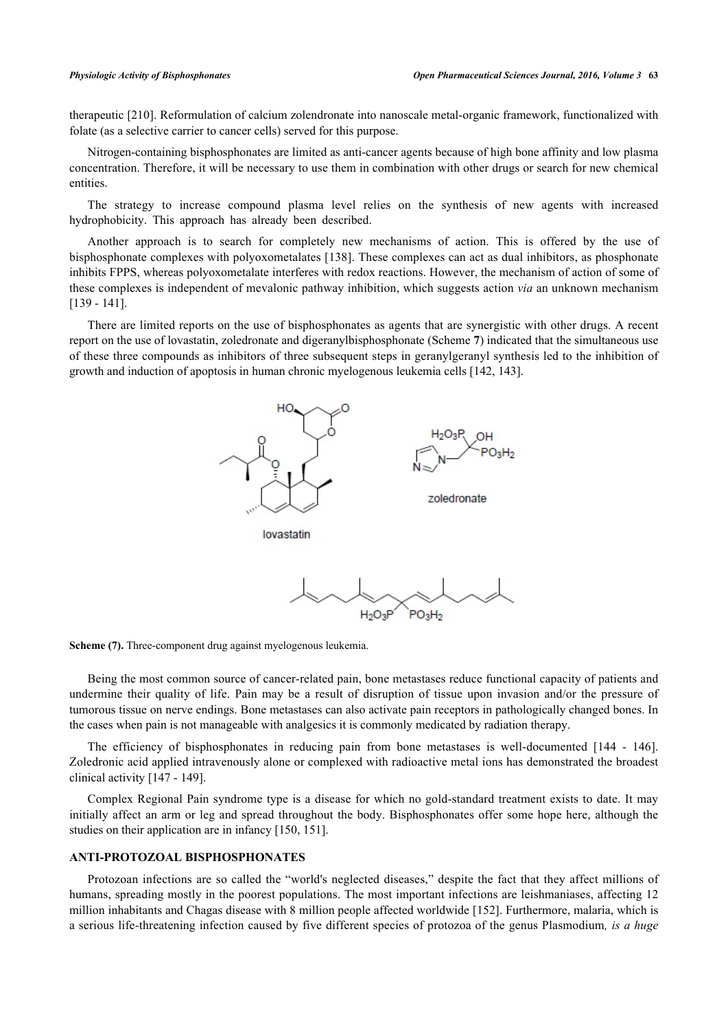therapeutic [210]. Reformulation of calcium zolendronate into nanoscale metal-organic framework, functionalized with folate (as a selective carrier to cancer cells) served for this purpose.

Nitrogen-containing bisphosphonates are limited as anti-cancer agents because of high bone affinity and low plasma concentration. Therefore, it will be necessary to use them in combination with other drugs or search for new chemical entities.

The strategy to increase compound plasma level relies on the synthesis of new agents with increased hydrophobicity. This approach has already been described.

Another approach is to search for completely new mechanisms of action. This is offered by the use of bisphosphonate complexes with polyoxometalates [138]. These complexes can act as dual inhibitors, as phosphonate inhibits FPPS, whereas polyoxometalate interferes with redox reactions. However, the mechanism of action of some of these complexes is independent of mevalonic pathway inhibition, which suggests action *via* an unknown mechanism [139 - 141].

There are limited reports on the use of bisphosphonates as agents that are synergistic with other drugs. A recent report on the use of lovastatin, zoledronate and digeranylbisphosphonate (Scheme **7**) indicated that the simultaneous use of these three compounds as inhibitors of three subsequent steps in geranylgeranyl synthesis led to the inhibition of growth and induction of apoptosis in human chronic myelogenous leukemia cells [142, 143].

lovastatin

zoledronate

**Scheme (7).** Three-component drug against myelogenous leukemia.

Being the most common source of cancer-related pain, bone metastases reduce functional capacity of patients and undermine their quality of life. Pain may be a result of disruption of tissue upon invasion and/or the pressure of tumorous tissue on nerve endings. Bone metastases can also activate pain receptors in pathologically changed bones. In the cases when pain is not manageable with analgesics it is commonly medicated by radiation therapy.

The efficiency of bisphosphonates in reducing pain from bone metastases is well-documented [144 - 146]. Zoledronic acid applied intravenously alone or complexed with radioactive metal ions has demonstrated the broadest clinical activity [147 - 149].

Complex Regional Pain syndrome type is a disease for which no gold-standard treatment exists to date. It may initially affect an arm or leg and spread throughout the body. Bisphosphonates offer some hope here, although the studies on their application are in infancy [150, 151].

## ANTI-PROTOZOAL BISPHOSPHONATES

Protozoan infections are so called the "world's neglected diseases," despite the fact that they affect millions of humans, spreading mostly in the poorest populations. The most important infections are leishmaniases, affecting 12 million inhabitants and Chagas disease with 8 million people affected worldwide [152]. Furthermore, malaria, which is a serious life-threatening infection caused by five different species of protozoa of the genus Plasmodium*, is a huge*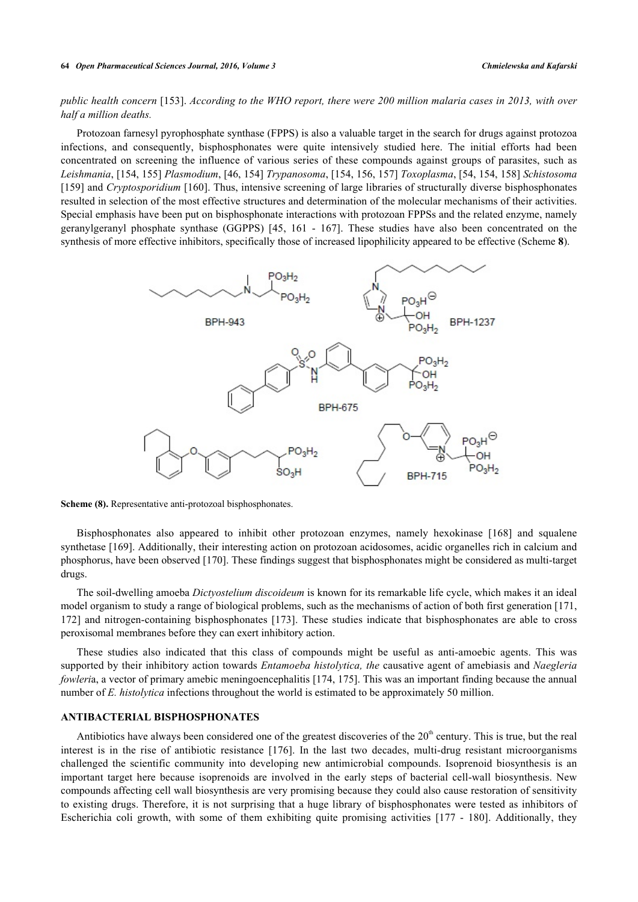*public health concern* [153]. *According to the WHO report, there were 200 million malaria cases in 2013, with over half a million deaths.*

Protozoan farnesyl pyrophosphate synthase (FPPS) is also a valuable target in the search for drugs against protozoa infections, and consequently, bisphosphonates were quite intensively studied here. The initial efforts had been concentrated on screening the influence of various series of these compounds against groups of parasites, such as *Leishmania*, [154, 155] *Plasmodium*, [46, 154] *Trypanosoma*, [154, 156, 157] *Toxoplasma*, [54, 154, 158] *Schistosoma* [159] and *Cryptosporidium* [160]. Thus, intensive screening of large libraries of structurally diverse bisphosphonates resulted in selection of the most effective structures and determination of the molecular mechanisms of their activities. Special emphasis have been put on bisphosphonate interactions with protozoan FPPSs and the related enzyme, namely geranylgeranyl phosphate synthase (GGPPS) [45, 161 - 167]. These studies have also been concentrated on the synthesis of more effective inhibitors, specifically those of increased lipophilicity appeared to be effective (Scheme **8**).

**Scheme (8).** Representative anti-protozoal bisphosphonates.

Bisphosphonates also appeared to inhibit other protozoan enzymes, namely hexokinase [168] and squalene synthetase [169]. Additionally, their interesting action on protozoan acidosomes, acidic organelles rich in calcium and phosphorus, have been observed [170]. These findings suggest that bisphosphonates might be considered as multi-target drugs.

The soil-dwelling amoeba *Dictyostelium discoideum* is known for its remarkable life cycle, which makes it an ideal model organism to study a range of biological problems, such as the mechanisms of action of both first generation [171, 172] and nitrogen-containing bisphosphonates [173]. These studies indicate that bisphosphonates are able to cross peroxisomal membranes before they can exert inhibitory action.

These studies also indicated that this class of compounds might be useful as anti-amoebic agents. This was supported by their inhibitory action towards *Entamoeba histolytica, the* causative agent of amebiasis and *Naegleria fowleri*a, a vector of primary amebic meningoencephalitis [174, 175]. This was an important finding because the annual number of *E. histolytica* infections throughout the world is estimated to be approximately 50 million.

## ANTIBACTERIAL BISPHOSPHONATES

Antibiotics have always been considered one of the greatest discoveries of the 20th century. This is true, but the real interest is in the rise of antibiotic resistance [176]. In the last two decades, multi-drug resistant microorganisms challenged the scientific community into developing new antimicrobial compounds. Isoprenoid biosynthesis is an important target here because isoprenoids are involved in the early steps of bacterial cell-wall biosynthesis. New compounds affecting cell wall biosynthesis are very promising because they could also cause restoration of sensitivity to existing drugs. Therefore, it is not surprising that a huge library of bisphosphonates were tested as inhibitors of Escherichia coli growth, with some of them exhibiting quite promising activities [177 - 180]. Additionally, they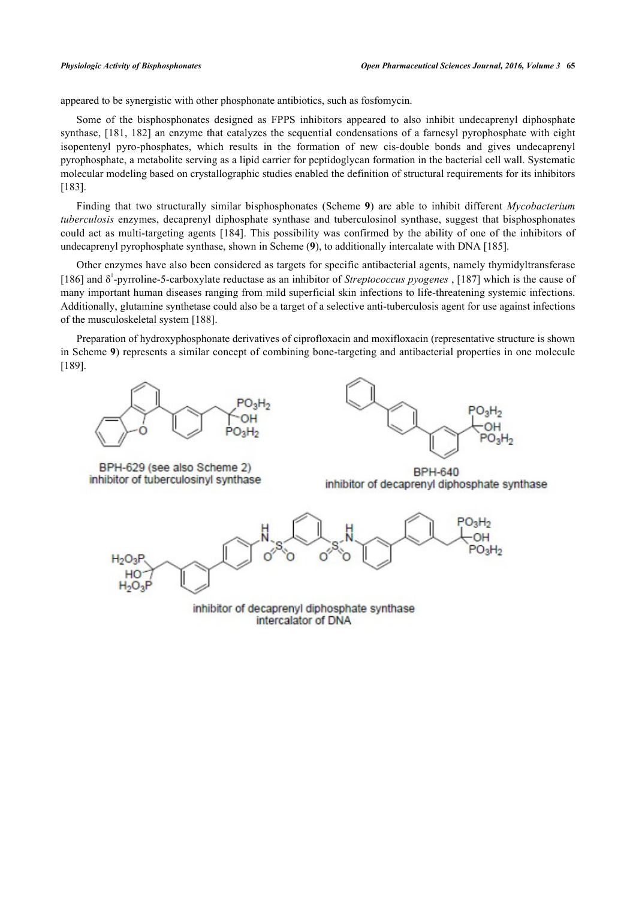appeared to be synergistic with other phosphonate antibiotics, such as fosfomycin.

Some of the bisphosphonates designed as FPPS inhibitors appeared to also inhibit undecaprenyl diphosphate synthase, [181, 182] an enzyme that catalyzes the sequential condensations of a farnesyl pyrophosphate with eight isopentenyl pyro-phosphates, which results in the formation of new cis-double bonds and gives undecaprenyl pyrophosphate, a metabolite serving as a lipid carrier for peptidoglycan formation in the bacterial cell wall. Systematic molecular modeling based on crystallographic studies enabled the definition of structural requirements for its inhibitors [183].

Finding that two structurally similar bisphosphonates (Scheme **9**) are able to inhibit different *Mycobacterium tuberculosis* enzymes, decaprenyl diphosphate synthase and tuberculosinol synthase, suggest that bisphosphonates could act as multi-targeting agents [184]. This possibility was confirmed by the ability of one of the inhibitors of undecaprenyl pyrophosphate synthase, shown in Scheme (**9**), to additionally intercalate with DNA [185].

Other enzymes have also been considered as targets for specific antibacterial agents, namely thymidyltransferase [186] and $\delta^1$-pyrroline-5-carboxylate reductase as an inhibitor of *Streptococcus pyogenes* , [187] which is the cause of many important human diseases ranging from mild superficial skin infections to life-threatening systemic infections. Additionally, glutamine synthetase could also be a target of a selective anti-tuberculosis agent for use against infections of the musculoskeletal system [188].

Preparation of hydroxyphosphonate derivatives of ciprofloxacin and moxifloxacin (representative structure is shown in Scheme **9**) represents a similar concept of combining bone-targeting and antibacterial properties in one molecule [189].

BPH-629 (see also Scheme 2)
inhibitor of tuberculosinyl synthase

BPH-640
inhibitor of decaprenyl diphosphate synthase

inhibitor of decaprenyl diphosphate synthase
intercalator of DNA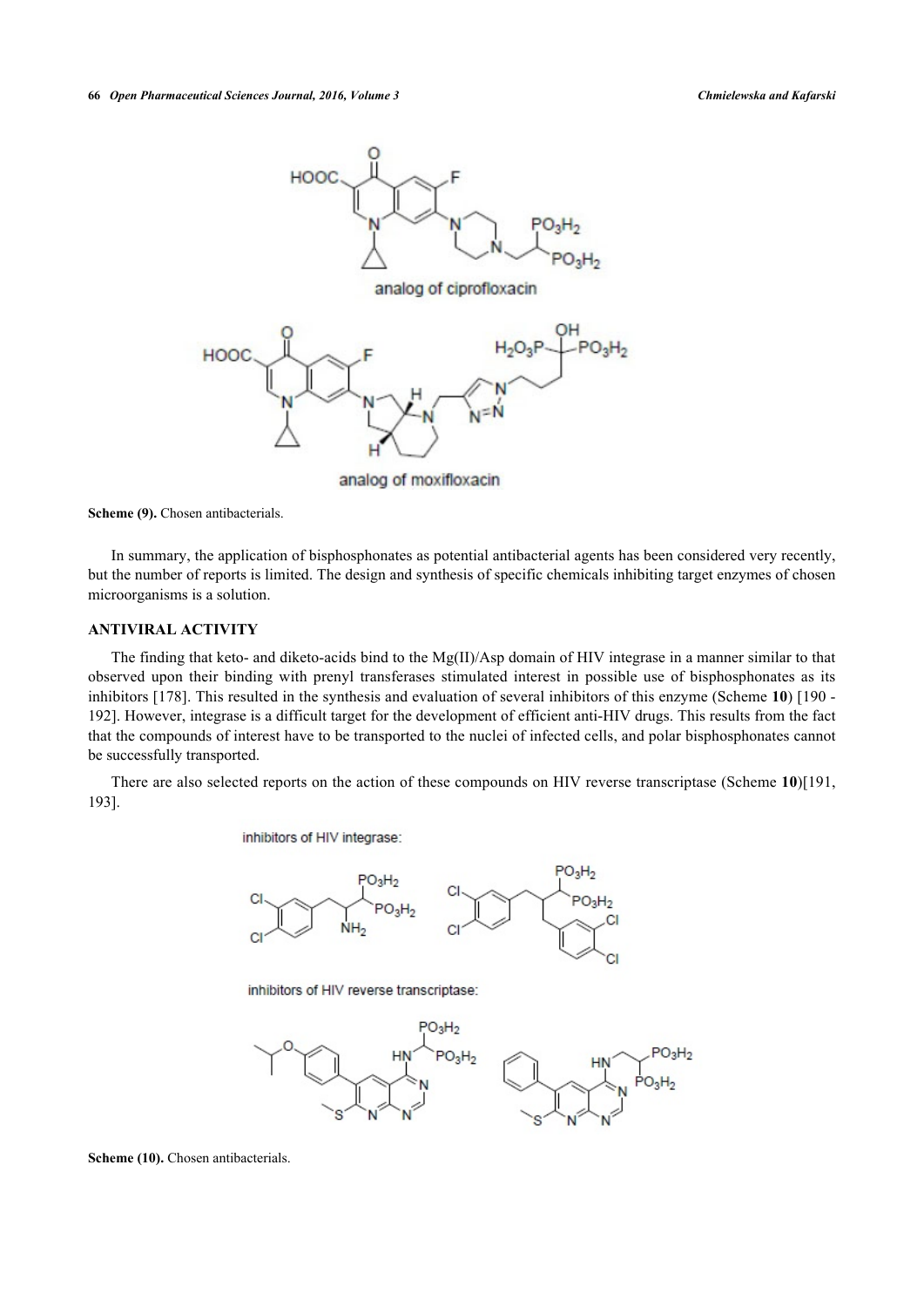Scheme (9). Chosen antibacterials.

In summary, the application of bisphosphonates as potential antibacterial agents has been considered very recently, but the number of reports is limited. The design and synthesis of specific chemicals inhibiting target enzymes of chosen microorganisms is a solution.

## ANTIVIRAL ACTIVITY

The finding that keto- and diketo-acids bind to the Mg(II)/Asp domain of HIV integrase in a manner similar to that observed upon their binding with prenyl transferases stimulated interest in possible use of bisphosphonates as its inhibitors [178]. This resulted in the synthesis and evaluation of several inhibitors of this enzyme (Scheme **10**) [190 - 192]. However, integrase is a difficult target for the development of efficient anti-HIV drugs. This results from the fact that the compounds of interest have to be transported to the nuclei of infected cells, and polar bisphosphonates cannot be successfully transported.

There are also selected reports on the action of these compounds on HIV reverse transcriptase (Scheme **10**)[191, 193].

Scheme (10). Chosen antibacterials.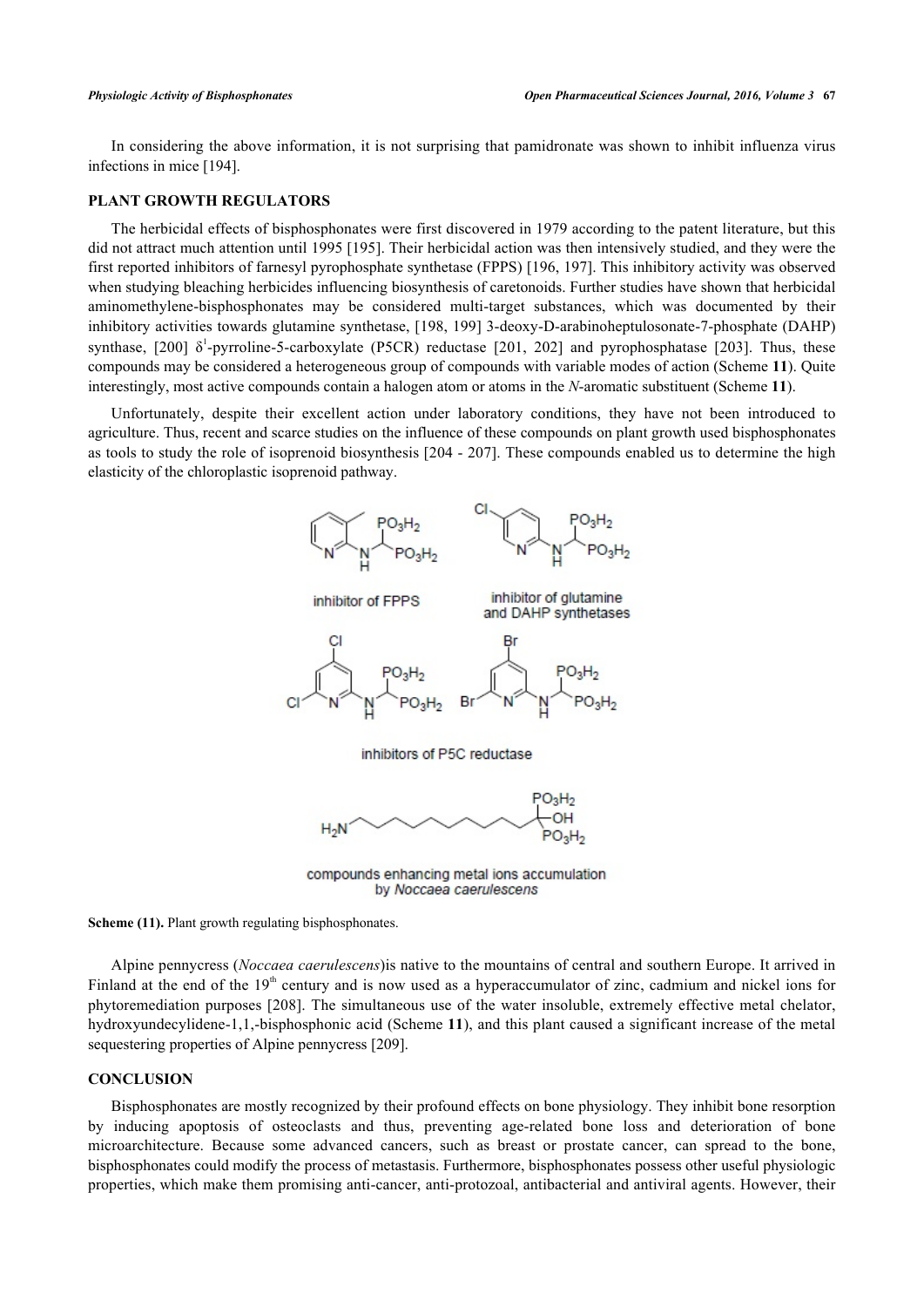In considering the above information, it is not surprising that pamidronate was shown to inhibit influenza virus infections in mice [194].

## PLANT GROWTH REGULATORS

The herbicidal effects of bisphosphonates were first discovered in 1979 according to the patent literature, but this did not attract much attention until 1995 [195]. Their herbicidal action was then intensively studied, and they were the first reported inhibitors of farnesyl pyrophosphate synthetase (FPPS) [196, 197]. This inhibitory activity was observed when studying bleaching herbicides influencing biosynthesis of caretonoids. Further studies have shown that herbicidal aminomethylene-bisphosphonates may be considered multi-target substances, which was documented by their inhibitory activities towards glutamine synthetase, [198, 199] 3-deoxy-D-arabinoheptulosonate-7-phosphate (DAHP) synthase, [200] $\delta^1$-pyrroline-5-carboxylate (P5CR) reductase [201, 202] and pyrophosphatase [203]. Thus, these compounds may be considered a heterogeneous group of compounds with variable modes of action (Scheme **11**). Quite interestingly, most active compounds contain a halogen atom or atoms in the *N*-aromatic substituent (Scheme **11**).

Unfortunately, despite their excellent action under laboratory conditions, they have not been introduced to agriculture. Thus, recent and scarce studies on the influence of these compounds on plant growth used bisphosphonates as tools to study the role of isoprenoid biosynthesis [204 - 207]. These compounds enabled us to determine the high elasticity of the chloroplastic isoprenoid pathway.

inhibitor of FPPS

inhibitor of glutamine and DAHP synthetases

inhibitors of P5C reductase

compounds enhancing metal ions accumulation by *Noccaea caerulescens*

**Scheme (11).** Plant growth regulating bisphosphonates.

Alpine pennycress (*Noccaea caerulescens*)is native to the mountains of central and southern Europe. It arrived in Finland at the end of the 19$^{th}$ century and is now used as a hyperaccumulator of zinc, cadmium and nickel ions for phytoremediation purposes [208]. The simultaneous use of the water insoluble, extremely effective metal chelator, hydroxyundecylidene-1,1,-bisphosphonic acid (Scheme **11**), and this plant caused a significant increase of the metal sequestering properties of Alpine pennycress [209].

## CONCLUSION

Bisphosphonates are mostly recognized by their profound effects on bone physiology. They inhibit bone resorption by inducing apoptosis of osteoclasts and thus, preventing age-related bone loss and deterioration of bone microarchitecture. Because some advanced cancers, such as breast or prostate cancer, can spread to the bone, bisphosphonates could modify the process of metastasis. Furthermore, bisphosphonates possess other useful physiologic properties, which make them promising anti-cancer, anti-protozoal, antibacterial and antiviral agents. However, their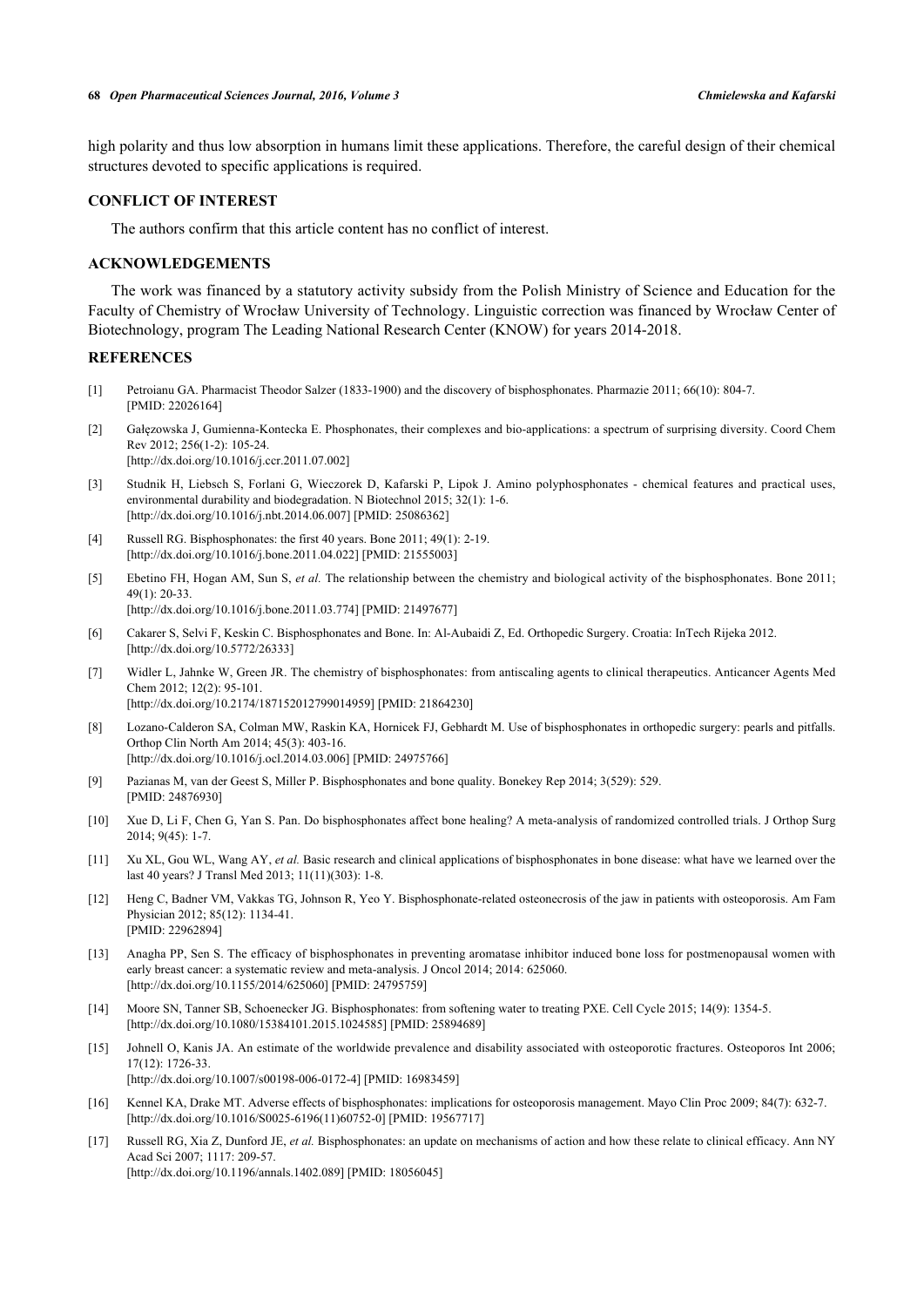high polarity and thus low absorption in humans limit these applications. Therefore, the careful design of their chemical structures devoted to specific applications is required.

## CONFLICT OF INTEREST

The authors confirm that this article content has no conflict of interest.

## ACKNOWLEDGEMENTS

The work was financed by a statutory activity subsidy from the Polish Ministry of Science and Education for the Faculty of Chemistry of Wrocław University of Technology. Linguistic correction was financed by Wrocław Center of Biotechnology, program The Leading National Research Center (KNOW) for years 2014-2018.

## REFERENCES

[1] Petroianu GA. Pharmacist Theodor Salzer (1833-1900) and the discovery of bisphosphonates. Pharmazie 2011; 66(10): 804-7. [PMID: 22026164]

[2] Gałęzowska J, Gumienna-Kontecka E. Phosphonates, their complexes and bio-applications: a spectrum of surprising diversity. Coord Chem Rev 2012; 256(1-2): 105-24. [http://dx.doi.org/10.1016/j.ccr.2011.07.002]

[3] Studnik H, Liebsch S, Forlani G, Wieczorek D, Kafarski P, Lipok J. Amino polyphosphonates - chemical features and practical uses, environmental durability and biodegradation. N Biotechnol 2015; 32(1): 1-6. [http://dx.doi.org/10.1016/j.nbt.2014.06.007] [PMID: 25086362]

[4] Russell RG. Bisphosphonates: the first 40 years. Bone 2011; 49(1): 2-19. [http://dx.doi.org/10.1016/j.bone.2011.04.022] [PMID: 21555003]

[5] Ebetino FH, Hogan AM, Sun S, *et al.* The relationship between the chemistry and biological activity of the bisphosphonates. Bone 2011; 49(1): 20-33. [http://dx.doi.org/10.1016/j.bone.2011.03.774] [PMID: 21497677]

[6] Cakarer S, Selvi F, Keskin C. Bisphosphonates and Bone. In: Al-Aubaidi Z, Ed. Orthopedic Surgery. Croatia: InTech Rijeka 2012. [http://dx.doi.org/10.5772/26333]

[7] Widler L, Jahnke W, Green JR. The chemistry of bisphosphonates: from antiscaling agents to clinical therapeutics. Anticancer Agents Med Chem 2012; 12(2): 95-101. [http://dx.doi.org/10.2174/187152012799014959] [PMID: 21864230]

[8] Lozano-Calderon SA, Colman MW, Raskin KA, Hornicek FJ, Gebhardt M. Use of bisphosphonates in orthopedic surgery: pearls and pitfalls. Orthop Clin North Am 2014; 45(3): 403-16. [http://dx.doi.org/10.1016/j.ocl.2014.03.006] [PMID: 24975766]

[9] Pazianas M, van der Geest S, Miller P. Bisphosphonates and bone quality. Bonekey Rep 2014; 3(529): 529. [PMID: 24876930]

[10] Xue D, Li F, Chen G, Yan S. Pan. Do bisphosphonates affect bone healing? A meta-analysis of randomized controlled trials. J Orthop Surg 2014; 9(45): 1-7.

[11] Xu XL, Gou WL, Wang AY, *et al.* Basic research and clinical applications of bisphosphonates in bone disease: what have we learned over the last 40 years? J Transl Med 2013; 11(11)(303): 1-8.

[12] Heng C, Badner VM, Vakkas TG, Johnson R, Yeo Y. Bisphosphonate-related osteonecrosis of the jaw in patients with osteoporosis. Am Fam Physician 2012; 85(12): 1134-41. [PMID: 22962894]

[13] Anagha PP, Sen S. The efficacy of bisphosphonates in preventing aromatase inhibitor induced bone loss for postmenopausal women with early breast cancer: a systematic review and meta-analysis. J Oncol 2014; 2014: 625060. [http://dx.doi.org/10.1155/2014/625060] [PMID: 24795759]

[14] Moore SN, Tanner SB, Schoenecker JG. Bisphosphonates: from softening water to treating PXE. Cell Cycle 2015; 14(9): 1354-5. [http://dx.doi.org/10.1080/15384101.2015.1024585] [PMID: 25894689]

[15] Johnell O, Kanis JA. An estimate of the worldwide prevalence and disability associated with osteoporotic fractures. Osteoporos Int 2006; 17(12): 1726-33. [http://dx.doi.org/10.1007/s00198-006-0172-4] [PMID: 16983459]

[16] Kennel KA, Drake MT. Adverse effects of bisphosphonates: implications for osteoporosis management. Mayo Clin Proc 2009; 84(7): 632-7. [http://dx.doi.org/10.1016/S0025-6196(11)60752-0] [PMID: 19567717]

[17] Russell RG, Xia Z, Dunford JE, *et al.* Bisphosphonates: an update on mechanisms of action and how these relate to clinical efficacy. Ann NY Acad Sci 2007; 1117: 209-57. [http://dx.doi.org/10.1196/annals.1402.089] [PMID: 18056045]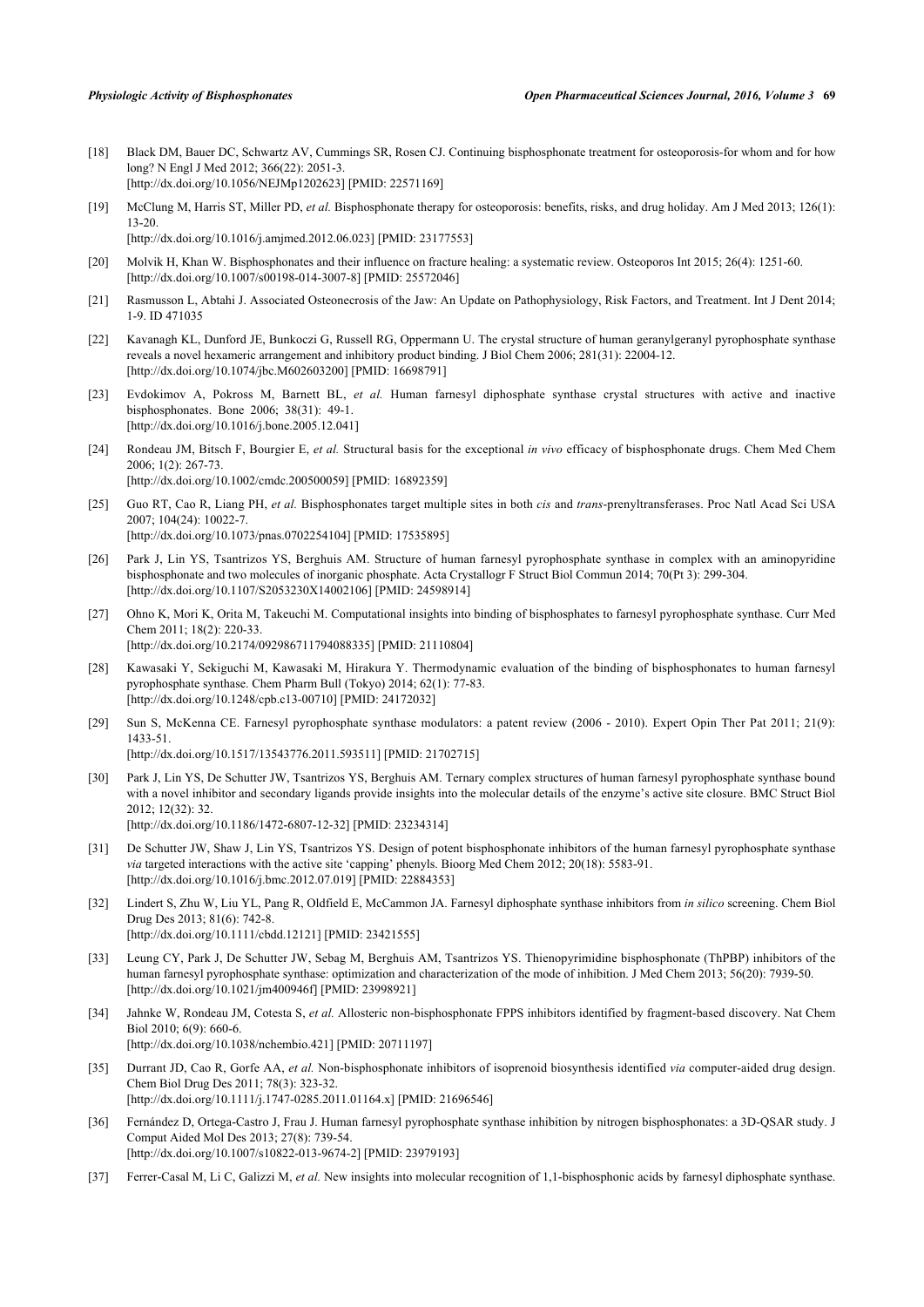[18] Black DM, Bauer DC, Schwartz AV, Cummings SR, Rosen CJ. Continuing bisphosphonate treatment for osteoporosis-for whom and for how long? N Engl J Med 2012; 366(22): 2051-3.
[http://dx.doi.org/10.1056/NEJMp1202623] [PMID: 22571169]

[19] McClung M, Harris ST, Miller PD, *et al.* Bisphosphonate therapy for osteoporosis: benefits, risks, and drug holiday. Am J Med 2013; 126(1): 13-20.
[http://dx.doi.org/10.1016/j.amjmed.2012.06.023] [PMID: 23177553]

[20] Molvik H, Khan W. Bisphosphonates and their influence on fracture healing: a systematic review. Osteoporos Int 2015; 26(4): 1251-60.
[http://dx.doi.org/10.1007/s00198-014-3007-8] [PMID: 25572046]

[21] Rasmusson L, Abtahi J. Associated Osteonecrosis of the Jaw: An Update on Pathophysiology, Risk Factors, and Treatment. Int J Dent 2014; 1-9. ID 471035

[22] Kavanagh KL, Dunford JE, Bunkoczi G, Russell RG, Oppermann U. The crystal structure of human geranylgeranyl pyrophosphate synthase reveals a novel hexameric arrangement and inhibitory product binding. J Biol Chem 2006; 281(31): 22004-12.
[http://dx.doi.org/10.1074/jbc.M602603200] [PMID: 16698791]

[23] Evdokimov A, Pokross M, Barnett BL, *et al.* Human farnesyl diphosphate synthase crystal structures with active and inactive bisphosphonates. Bone 2006; 38(31): 49-1.
[http://dx.doi.org/10.1016/j.bone.2005.12.041]

[24] Rondeau JM, Bitsch F, Bourgier E, *et al.* Structural basis for the exceptional *in vivo* efficacy of bisphosphonate drugs. Chem Med Chem 2006; 1(2): 267-73.
[http://dx.doi.org/10.1002/cmdc.200500059] [PMID: 16892359]

[25] Guo RT, Cao R, Liang PH, *et al.* Bisphosphonates target multiple sites in both *cis* and *trans*-prenyltransferases. Proc Natl Acad Sci USA 2007; 104(24): 10022-7.
[http://dx.doi.org/10.1073/pnas.0702254104] [PMID: 17535895]

[26] Park J, Lin YS, Tsantrizos YS, Berghuis AM. Structure of human farnesyl pyrophosphate synthase in complex with an aminopyridine bisphosphonate and two molecules of inorganic phosphate. Acta Crystallogr F Struct Biol Commun 2014; 70(Pt 3): 299-304.
[http://dx.doi.org/10.1107/S2053230X14002106] [PMID: 24598914]

[27] Ohno K, Mori K, Orita M, Takeuchi M. Computational insights into binding of bisphosphates to farnesyl pyrophosphate synthase. Curr Med Chem 2011; 18(2): 220-33.
[http://dx.doi.org/10.2174/092986711794088335] [PMID: 21110804]

[28] Kawasaki Y, Sekiguchi M, Kawasaki M, Hirakura Y. Thermodynamic evaluation of the binding of bisphosphonates to human farnesyl pyrophosphate synthase. Chem Pharm Bull (Tokyo) 2014; 62(1): 77-83.
[http://dx.doi.org/10.1248/cpb.c13-00710] [PMID: 24172032]

[29] Sun S, McKenna CE. Farnesyl pyrophosphate synthase modulators: a patent review (2006 - 2010). Expert Opin Ther Pat 2011; 21(9): 1433-51.
[http://dx.doi.org/10.1517/13543776.2011.593511] [PMID: 21702715]

[30] Park J, Lin YS, De Schutter JW, Tsantrizos YS, Berghuis AM. Ternary complex structures of human farnesyl pyrophosphate synthase bound with a novel inhibitor and secondary ligands provide insights into the molecular details of the enzyme's active site closure. BMC Struct Biol 2012; 12(32): 32.
[http://dx.doi.org/10.1186/1472-6807-12-32] [PMID: 23234314]

[31] De Schutter JW, Shaw J, Lin YS, Tsantrizos YS. Design of potent bisphosphonate inhibitors of the human farnesyl pyrophosphate synthase *via* targeted interactions with the active site 'capping' phenyls. Bioorg Med Chem 2012; 20(18): 5583-91.
[http://dx.doi.org/10.1016/j.bmc.2012.07.019] [PMID: 22884353]

[32] Lindert S, Zhu W, Liu YL, Pang R, Oldfield E, McCammon JA. Farnesyl diphosphate synthase inhibitors from *in silico* screening. Chem Biol Drug Des 2013; 81(6): 742-8.
[http://dx.doi.org/10.1111/cbdd.12121] [PMID: 23421555]

[33] Leung CY, Park J, De Schutter JW, Sebag M, Berghuis AM, Tsantrizos YS. Thienopyrimidine bisphosphonate (ThPBP) inhibitors of the human farnesyl pyrophosphate synthase: optimization and characterization of the mode of inhibition. J Med Chem 2013; 56(20): 7939-50.
[http://dx.doi.org/10.1021/jm400946f] [PMID: 23998921]

[34] Jahnke W, Rondeau JM, Cotesta S, *et al.* Allosteric non-bisphosphonate FPPS inhibitors identified by fragment-based discovery. Nat Chem Biol 2010; 6(9): 660-6.
[http://dx.doi.org/10.1038/nchembio.421] [PMID: 20711197]

[35] Durrant JD, Cao R, Gorfe AA, *et al.* Non-bisphosphonate inhibitors of isoprenoid biosynthesis identified *via* computer-aided drug design. Chem Biol Drug Des 2011; 78(3): 323-32.
[http://dx.doi.org/10.1111/j.1747-0285.2011.01164.x] [PMID: 21696546]

[36] Fernández D, Ortega-Castro J, Frau J. Human farnesyl pyrophosphate synthase inhibition by nitrogen bisphosphonates: a 3D-QSAR study. J Comput Aided Mol Des 2013; 27(8): 739-54.
[http://dx.doi.org/10.1007/s10822-013-9674-2] [PMID: 23979193]

[37] Ferrer-Casal M, Li C, Galizzi M, *et al.* New insights into molecular recognition of 1,1-bisphosphonic acids by farnesyl diphosphate synthase.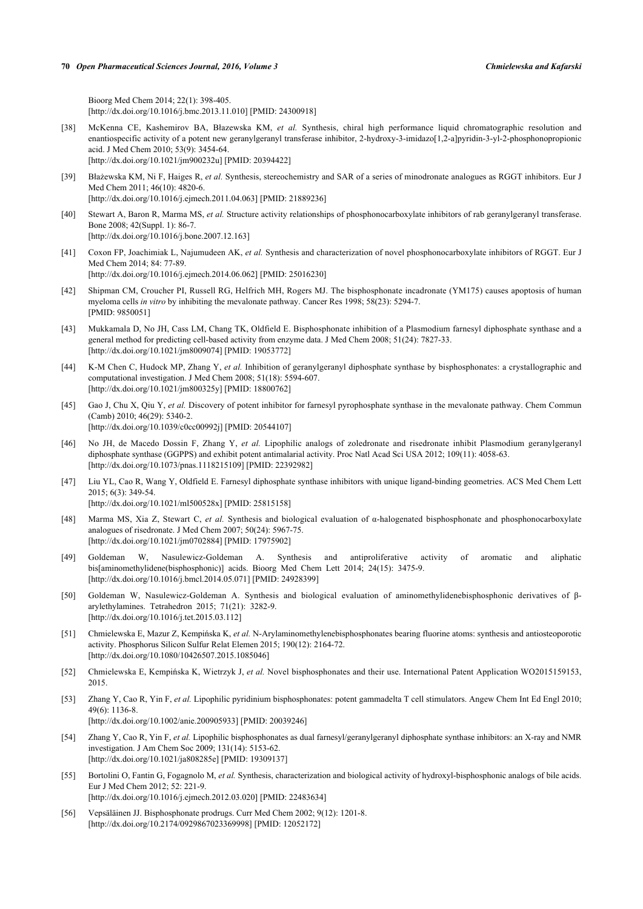Bioorg Med Chem 2014; 22(1): 398-405.
[http://dx.doi.org/10.1016/j.bmc.2013.11.010] [PMID: 24300918]

[38] McKenna CE, Kashemirov BA, Błazewska KM, *et al.* Synthesis, chiral high performance liquid chromatographic resolution and enantiospecific activity of a potent new geranylgeranyl transferase inhibitor, 2-hydroxy-3-imidazo[1,2-a]pyridin-3-yl-2-phosphonopropionic acid. J Med Chem 2010; 53(9): 3454-64.
[http://dx.doi.org/10.1021/jm900232u] [PMID: 20394422]

[39] Błażewska KM, Ni F, Haiges R, *et al.* Synthesis, stereochemistry and SAR of a series of minodronate analogues as RGGT inhibitors. Eur J Med Chem 2011; 46(10): 4820-6.
[http://dx.doi.org/10.1016/j.ejmech.2011.04.063] [PMID: 21889236]

[40] Stewart A, Baron R, Marma MS, *et al.* Structure activity relationships of phosphonocarboxylate inhibitors of rab geranylgeranyl transferase. Bone 2008; 42(Suppl. 1): 86-7.
[http://dx.doi.org/10.1016/j.bone.2007.12.163]

[41] Coxon FP, Joachimiak L, Najumudeen AK, *et al.* Synthesis and characterization of novel phosphonocarboxylate inhibitors of RGGT. Eur J Med Chem 2014; 84: 77-89.
[http://dx.doi.org/10.1016/j.ejmech.2014.06.062] [PMID: 25016230]

[42] Shipman CM, Croucher PI, Russell RG, Helfrich MH, Rogers MJ. The bisphosphonate incadronate (YM175) causes apoptosis of human myeloma cells *in vitro* by inhibiting the mevalonate pathway. Cancer Res 1998; 58(23): 5294-7.
[PMID: 9850051]

[43] Mukkamala D, No JH, Cass LM, Chang TK, Oldfield E. Bisphosphonate inhibition of a Plasmodium farnesyl diphosphate synthase and a general method for predicting cell-based activity from enzyme data. J Med Chem 2008; 51(24): 7827-33.
[http://dx.doi.org/10.1021/jm8009074] [PMID: 19053772]

[44] K-M Chen C, Hudock MP, Zhang Y, *et al.* Inhibition of geranylgeranyl diphosphate synthase by bisphosphonates: a crystallographic and computational investigation. J Med Chem 2008; 51(18): 5594-607.
[http://dx.doi.org/10.1021/jm800325y] [PMID: 18800762]

[45] Gao J, Chu X, Qiu Y, *et al.* Discovery of potent inhibitor for farnesyl pyrophosphate synthase in the mevalonate pathway. Chem Commun (Camb) 2010; 46(29): 5340-2.
[http://dx.doi.org/10.1039/c0cc00992j] [PMID: 20544107]

[46] No JH, de Macedo Dossin F, Zhang Y, *et al.* Lipophilic analogs of zoledronate and risedronate inhibit Plasmodium geranylgeranyl diphosphate synthase (GGPPS) and exhibit potent antimalarial activity. Proc Natl Acad Sci USA 2012; 109(11): 4058-63.
[http://dx.doi.org/10.1073/pnas.1118215109] [PMID: 22392982]

[47] Liu YL, Cao R, Wang Y, Oldfield E. Farnesyl diphosphate synthase inhibitors with unique ligand-binding geometries. ACS Med Chem Lett 2015; 6(3): 349-54.
[http://dx.doi.org/10.1021/ml500528x] [PMID: 25815158]

[48] Marma MS, Xia Z, Stewart C, *et al.* Synthesis and biological evaluation of α-halogenated bisphosphonate and phosphonocarboxylate analogues of risedronate. J Med Chem 2007; 50(24): 5967-75.
[http://dx.doi.org/10.1021/jm0702884] [PMID: 17975902]

[49] Goldeman W, Nasulewicz-Goldeman A. Synthesis and antiproliferative activity of aromatic and aliphatic bis[aminomethylidene(bisphosphonic)] acids. Bioorg Med Chem Lett 2014; 24(15): 3475-9.
[http://dx.doi.org/10.1016/j.bmcl.2014.05.071] [PMID: 24928399]

[50] Goldeman W, Nasulewicz-Goldeman A. Synthesis and biological evaluation of aminomethylidenebisphosphonic derivatives of β-arylethylamines. Tetrahedron 2015; 71(21): 3282-9.
[http://dx.doi.org/10.1016/j.tet.2015.03.112]

[51] Chmielewska E, Mazur Z, Kempińska K, *et al.* N-Arylaminomethylenebisphosphonates bearing fluorine atoms: synthesis and antiosteoporotic activity. Phosphorus Silicon Sulfur Relat Elemen 2015; 190(12): 2164-72.
[http://dx.doi.org/10.1080/10426507.2015.1085046]

[52] Chmielewska E, Kempińska K, Wietrzyk J, *et al.* Novel bisphosphonates and their use. International Patent Application WO2015159153, 2015.

[53] Zhang Y, Cao R, Yin F, *et al.* Lipophilic pyridinium bisphosphonates: potent gammadelta T cell stimulators. Angew Chem Int Ed Engl 2010; 49(6): 1136-8.
[http://dx.doi.org/10.1002/anie.200905933] [PMID: 20039246]

[54] Zhang Y, Cao R, Yin F, *et al.* Lipophilic bisphosphonates as dual farnesyl/geranylgeranyl diphosphate synthase inhibitors: an X-ray and NMR investigation. J Am Chem Soc 2009; 131(14): 5153-62.
[http://dx.doi.org/10.1021/ja808285e] [PMID: 19309137]

[55] Bortolini O, Fantin G, Fogagnolo M, *et al.* Synthesis, characterization and biological activity of hydroxyl-bisphosphonic analogs of bile acids. Eur J Med Chem 2012; 52: 221-9.
[http://dx.doi.org/10.1016/j.ejmech.2012.03.020] [PMID: 22483634]

[56] Vepsäläinen JJ. Bisphosphonate prodrugs. Curr Med Chem 2002; 9(12): 1201-8.
[http://dx.doi.org/10.2174/0929867023369998] [PMID: 12052172]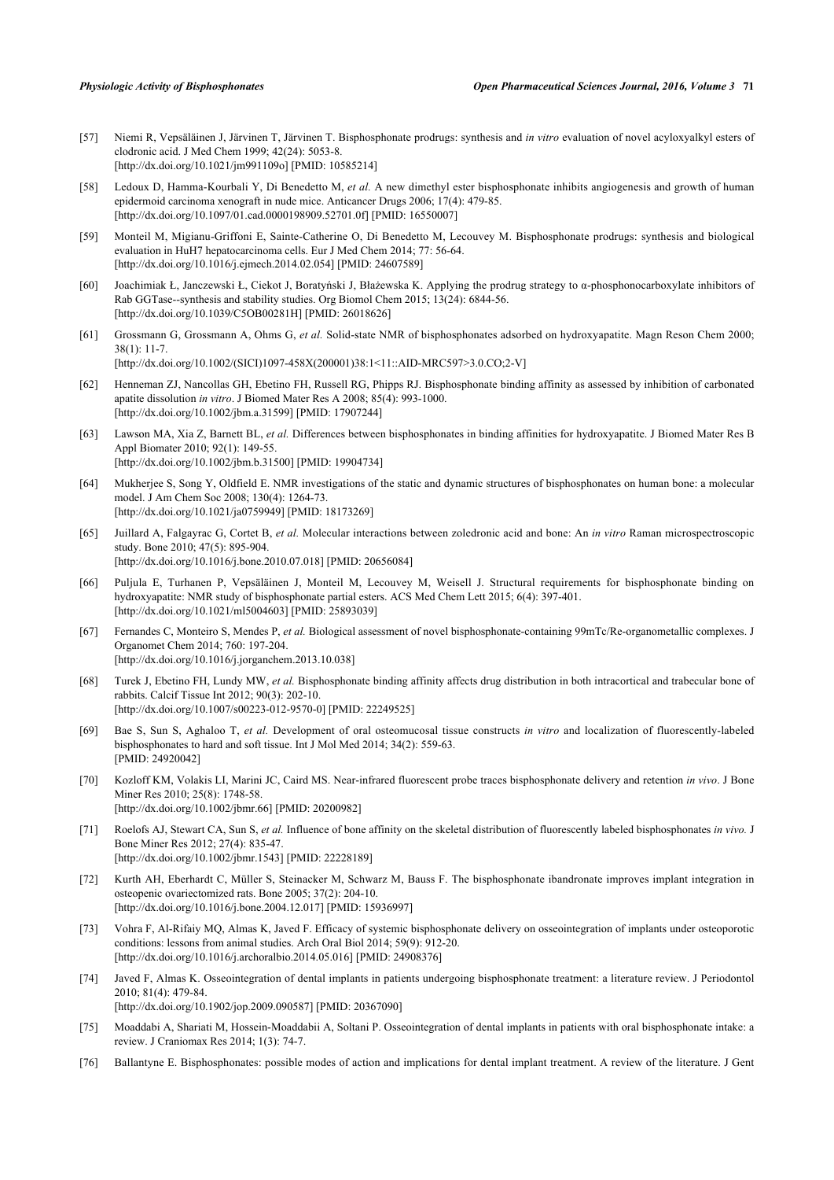[57] Niemi R, Vepsäläinen J, Järvinen T, Järvinen T. Bisphosphonate prodrugs: synthesis and *in vitro* evaluation of novel acyloxyalkyl esters of clodronic acid. J Med Chem 1999; 42(24): 5053-8.
[http://dx.doi.org/10.1021/jm991109o] [PMID: 10585214]

[58] Ledoux D, Hamma-Kourbali Y, Di Benedetto M, *et al.* A new dimethyl ester bisphosphonate inhibits angiogenesis and growth of human epidermoid carcinoma xenograft in nude mice. Anticancer Drugs 2006; 17(4): 479-85.
[http://dx.doi.org/10.1097/01.cad.0000198909.52701.0f] [PMID: 16550007]

[59] Monteil M, Migianu-Griffoni E, Sainte-Catherine O, Di Benedetto M, Lecouvey M. Bisphosphonate prodrugs: synthesis and biological evaluation in HuH7 hepatocarcinoma cells. Eur J Med Chem 2014; 77: 56-64.
[http://dx.doi.org/10.1016/j.ejmech.2014.02.054] [PMID: 24607589]

[60] Joachimiak Ł, Janczewski Ł, Ciekot J, Boratyński J, Błażewska K. Applying the prodrug strategy to α-phosphonocarboxylate inhibitors of Rab GGTase--synthesis and stability studies. Org Biomol Chem 2015; 13(24): 6844-56.
[http://dx.doi.org/10.1039/C5OB00281H] [PMID: 26018626]

[61] Grossmann G, Grossmann A, Ohms G, *et al.* Solid-state NMR of bisphosphonates adsorbed on hydroxyapatite. Magn Reson Chem 2000; 38(1): 11-7.
[http://dx.doi.org/10.1002/(SICI)1097-458X(200001)38:1<11::AID-MRC597>3.0.CO;2-V]

[62] Henneman ZJ, Nancollas GH, Ebetino FH, Russell RG, Phipps RJ. Bisphosphonate binding affinity as assessed by inhibition of carbonated apatite dissolution *in vitro*. J Biomed Mater Res A 2008; 85(4): 993-1000.
[http://dx.doi.org/10.1002/jbm.a.31599] [PMID: 17907244]

[63] Lawson MA, Xia Z, Barnett BL, *et al.* Differences between bisphosphonates in binding affinities for hydroxyapatite. J Biomed Mater Res B Appl Biomater 2010; 92(1): 149-55.
[http://dx.doi.org/10.1002/jbm.b.31500] [PMID: 19904734]

[64] Mukherjee S, Song Y, Oldfield E. NMR investigations of the static and dynamic structures of bisphosphonates on human bone: a molecular model. J Am Chem Soc 2008; 130(4): 1264-73.
[http://dx.doi.org/10.1021/ja0759949] [PMID: 18173269]

[65] Juillard A, Falgayrac G, Cortet B, *et al.* Molecular interactions between zoledronic acid and bone: An *in vitro* Raman microspectroscopic study. Bone 2010; 47(5): 895-904.
[http://dx.doi.org/10.1016/j.bone.2010.07.018] [PMID: 20656084]

[66] Puljula E, Turhanen P, Vepsäläinen J, Monteil M, Lecouvey M, Weisell J. Structural requirements for bisphosphonate binding on hydroxyapatite: NMR study of bisphosphonate partial esters. ACS Med Chem Lett 2015; 6(4): 397-401.
[http://dx.doi.org/10.1021/ml5004603] [PMID: 25893039]

[67] Fernandes C, Monteiro S, Mendes P, *et al.* Biological assessment of novel bisphosphonate-containing 99mTc/Re-organometallic complexes. J Organomet Chem 2014; 760: 197-204.
[http://dx.doi.org/10.1016/j.jorganchem.2013.10.038]

[68] Turek J, Ebetino FH, Lundy MW, *et al.* Bisphosphonate binding affinity affects drug distribution in both intracortical and trabecular bone of rabbits. Calcif Tissue Int 2012; 90(3): 202-10.
[http://dx.doi.org/10.1007/s00223-012-9570-0] [PMID: 22249525]

[69] Bae S, Sun S, Aghaloo T, *et al.* Development of oral osteomucosal tissue constructs *in vitro* and localization of fluorescently-labeled bisphosphonates to hard and soft tissue. Int J Mol Med 2014; 34(2): 559-63.
[PMID: 24920042]

[70] Kozloff KM, Volakis LI, Marini JC, Caird MS. Near-infrared fluorescent probe traces bisphosphonate delivery and retention *in vivo*. J Bone Miner Res 2010; 25(8): 1748-58.
[http://dx.doi.org/10.1002/jbmr.66] [PMID: 20200982]

[71] Roelofs AJ, Stewart CA, Sun S, *et al.* Influence of bone affinity on the skeletal distribution of fluorescently labeled bisphosphonates *in vivo.* J Bone Miner Res 2012; 27(4): 835-47.
[http://dx.doi.org/10.1002/jbmr.1543] [PMID: 22228189]

[72] Kurth AH, Eberhardt C, Müller S, Steinacker M, Schwarz M, Bauss F. The bisphosphonate ibandronate improves implant integration in osteopenic ovariectomized rats. Bone 2005; 37(2): 204-10.
[http://dx.doi.org/10.1016/j.bone.2004.12.017] [PMID: 15936997]

[73] Vohra F, Al-Rifaiy MQ, Almas K, Javed F. Efficacy of systemic bisphosphonate delivery on osseointegration of implants under osteoporotic conditions: lessons from animal studies. Arch Oral Biol 2014; 59(9): 912-20.
[http://dx.doi.org/10.1016/j.archoralbio.2014.05.016] [PMID: 24908376]

[74] Javed F, Almas K. Osseointegration of dental implants in patients undergoing bisphosphonate treatment: a literature review. J Periodontol 2010; 81(4): 479-84.
[http://dx.doi.org/10.1902/jop.2009.090587] [PMID: 20367090]

[75] Moaddabi A, Shariati M, Hossein-Moaddabii A, Soltani P. Osseointegration of dental implants in patients with oral bisphosphonate intake: a review. J Craniomax Res 2014; 1(3): 74-7.

[76] Ballantyne E. Bisphosphonates: possible modes of action and implications for dental implant treatment. A review of the literature. J Gent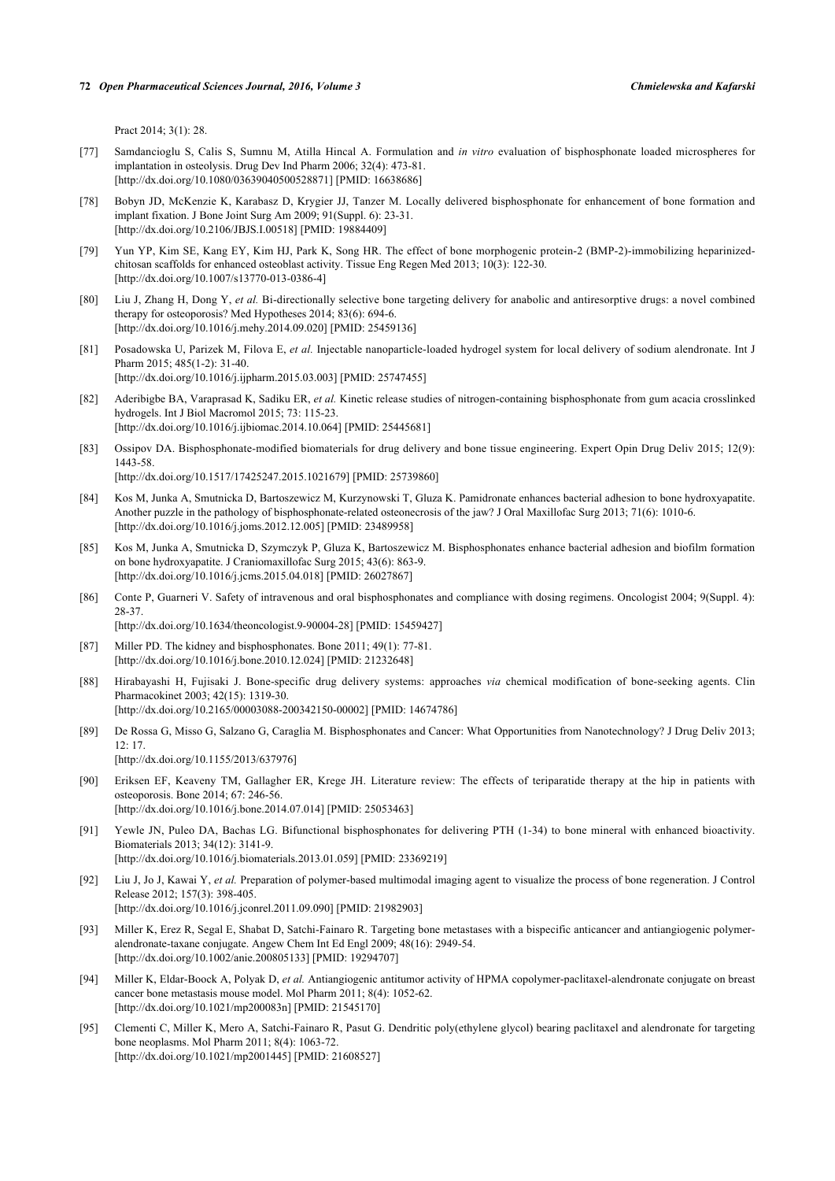Pract 2014; 3(1): 28.

[77] Samdancioglu S, Calis S, Sumnu M, Atilla Hincal A. Formulation and *in vitro* evaluation of bisphosphonate loaded microspheres for implantation in osteolysis. Drug Dev Ind Pharm 2006; 32(4): 473-81. [http://dx.doi.org/10.1080/03639040500528871] [PMID: 16638686]

[78] Bobyn JD, McKenzie K, Karabasz D, Krygier JJ, Tanzer M. Locally delivered bisphosphonate for enhancement of bone formation and implant fixation. J Bone Joint Surg Am 2009; 91(Suppl. 6): 23-31. [http://dx.doi.org/10.2106/JBJS.I.00518] [PMID: 19884409]

[79] Yun YP, Kim SE, Kang EY, Kim HJ, Park K, Song HR. The effect of bone morphogenic protein-2 (BMP-2)-immobilizing heparinized-chitosan scaffolds for enhanced osteoblast activity. Tissue Eng Regen Med 2013; 10(3): 122-30. [http://dx.doi.org/10.1007/s13770-013-0386-4]

[80] Liu J, Zhang H, Dong Y, *et al.* Bi-directionally selective bone targeting delivery for anabolic and antiresorptive drugs: a novel combined therapy for osteoporosis? Med Hypotheses 2014; 83(6): 694-6. [http://dx.doi.org/10.1016/j.mehy.2014.09.020] [PMID: 25459136]

[81] Posadowska U, Parizek M, Filova E, *et al.* Injectable nanoparticle-loaded hydrogel system for local delivery of sodium alendronate. Int J Pharm 2015; 485(1-2): 31-40. [http://dx.doi.org/10.1016/j.ijpharm.2015.03.003] [PMID: 25747455]

[82] Aderibigbe BA, Varaprasad K, Sadiku ER, *et al.* Kinetic release studies of nitrogen-containing bisphosphonate from gum acacia crosslinked hydrogels. Int J Biol Macromol 2015; 73: 115-23. [http://dx.doi.org/10.1016/j.ijbiomac.2014.10.064] [PMID: 25445681]

[83] Ossipov DA. Bisphosphonate-modified biomaterials for drug delivery and bone tissue engineering. Expert Opin Drug Deliv 2015; 12(9): 1443-58. [http://dx.doi.org/10.1517/17425247.2015.1021679] [PMID: 25739860]

[84] Kos M, Junka A, Smutnicka D, Bartoszewicz M, Kurzynowski T, Gluza K. Pamidronate enhances bacterial adhesion to bone hydroxyapatite. Another puzzle in the pathology of bisphosphonate-related osteonecrosis of the jaw? J Oral Maxillofac Surg 2013; 71(6): 1010-6. [http://dx.doi.org/10.1016/j.joms.2012.12.005] [PMID: 23489958]

[85] Kos M, Junka A, Smutnicka D, Szymczyk P, Gluza K, Bartoszewicz M. Bisphosphonates enhance bacterial adhesion and biofilm formation on bone hydroxyapatite. J Craniomaxillofac Surg 2015; 43(6): 863-9. [http://dx.doi.org/10.1016/j.jcms.2015.04.018] [PMID: 26027867]

[86] Conte P, Guarneri V. Safety of intravenous and oral bisphosphonates and compliance with dosing regimens. Oncologist 2004; 9(Suppl. 4): 28-37. [http://dx.doi.org/10.1634/theoncologist.9-90004-28] [PMID: 15459427]

[87] Miller PD. The kidney and bisphosphonates. Bone 2011; 49(1): 77-81. [http://dx.doi.org/10.1016/j.bone.2010.12.024] [PMID: 21232648]

[88] Hirabayashi H, Fujisaki J. Bone-specific drug delivery systems: approaches *via* chemical modification of bone-seeking agents. Clin Pharmacokinet 2003; 42(15): 1319-30. [http://dx.doi.org/10.2165/00003088-200342150-00002] [PMID: 14674786]

[89] De Rossa G, Misso G, Salzano G, Caraglia M. Bisphosphonates and Cancer: What Opportunities from Nanotechnology? J Drug Deliv 2013; 12: 17. [http://dx.doi.org/10.1155/2013/637976]

[90] Eriksen EF, Keaveny TM, Gallagher ER, Krege JH. Literature review: The effects of teriparatide therapy at the hip in patients with osteoporosis. Bone 2014; 67: 246-56. [http://dx.doi.org/10.1016/j.bone.2014.07.014] [PMID: 25053463]

[91] Yewle JN, Puleo DA, Bachas LG. Bifunctional bisphosphonates for delivering PTH (1-34) to bone mineral with enhanced bioactivity. Biomaterials 2013; 34(12): 3141-9. [http://dx.doi.org/10.1016/j.biomaterials.2013.01.059] [PMID: 23369219]

[92] Liu J, Jo J, Kawai Y, *et al.* Preparation of polymer-based multimodal imaging agent to visualize the process of bone regeneration. J Control Release 2012; 157(3): 398-405. [http://dx.doi.org/10.1016/j.jconrel.2011.09.090] [PMID: 21982903]

[93] Miller K, Erez R, Segal E, Shabat D, Satchi-Fainaro R. Targeting bone metastases with a bispecific anticancer and antiangiogenic polymer-alendronate-taxane conjugate. Angew Chem Int Ed Engl 2009; 48(16): 2949-54. [http://dx.doi.org/10.1002/anie.200805133] [PMID: 19294707]

[94] Miller K, Eldar-Boock A, Polyak D, *et al.* Antiangiogenic antitumor activity of HPMA copolymer-paclitaxel-alendronate conjugate on breast cancer bone metastasis mouse model. Mol Pharm 2011; 8(4): 1052-62. [http://dx.doi.org/10.1021/mp200083n] [PMID: 21545170]

[95] Clementi C, Miller K, Mero A, Satchi-Fainaro R, Pasut G. Dendritic poly(ethylene glycol) bearing paclitaxel and alendronate for targeting bone neoplasms. Mol Pharm 2011; 8(4): 1063-72. [http://dx.doi.org/10.1021/mp2001445] [PMID: 21608527]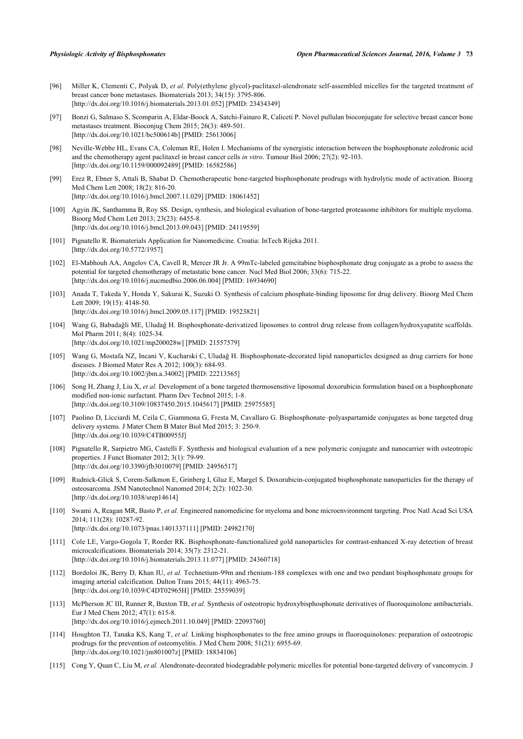[96] Miller K, Clementi C, Polyak D, *et al.* Poly(ethylene glycol)-paclitaxel-alendronate self-assembled micelles for the targeted treatment of breast cancer bone metastases. Biomaterials 2013; 34(15): 3795-806. [http://dx.doi.org/10.1016/j.biomaterials.2013.01.052] [PMID: 23434349]

[97] Bonzi G, Salmaso S, Scomparin A, Eldar-Boock A, Satchi-Fainaro R, Caliceti P. Novel pullulan bioconjugate for selective breast cancer bone metastases treatment. Bioconjug Chem 2015; 26(3): 489-501. [http://dx.doi.org/10.1021/bc500614b] [PMID: 25613006]

[98] Neville-Webbe HL, Evans CA, Coleman RE, Holen I. Mechanisms of the synergistic interaction between the bisphosphonate zoledronic acid and the chemotherapy agent paclitaxel in breast cancer cells *in vitro*. Tumour Biol 2006; 27(2): 92-103. [http://dx.doi.org/10.1159/000092489] [PMID: 16582586]

[99] Erez R, Ebner S, Attali B, Shabat D. Chemotherapeutic bone-targeted bisphosphonate prodrugs with hydrolytic mode of activation. Bioorg Med Chem Lett 2008; 18(2): 816-20. [http://dx.doi.org/10.1016/j.bmcl.2007.11.029] [PMID: 18061452]

[100] Agyin JK, Santhamma B, Roy SS. Design, synthesis, and biological evaluation of bone-targeted proteasome inhibitors for multiple myeloma. Bioorg Med Chem Lett 2013; 23(23): 6455-8. [http://dx.doi.org/10.1016/j.bmcl.2013.09.043] [PMID: 24119559]

[101] Pignatello R. Biomaterials Application for Nanomedicine. Croatia: InTech Rijeka 2011. [http://dx.doi.org/10.5772/1957]

[102] El-Mabhouh AA, Angelov CA, Cavell R, Mercer JR Jr. A 99mTc-labeled gemcitabine bisphosphonate drug conjugate as a probe to assess the potential for targeted chemotherapy of metastatic bone cancer. Nucl Med Biol 2006; 33(6): 715-22. [http://dx.doi.org/10.1016/j.nucmedbio.2006.06.004] [PMID: 16934690]

[103] Anada T, Takeda Y, Honda Y, Sakurai K, Suzuki O. Synthesis of calcium phosphate-binding liposome for drug delivery. Bioorg Med Chem Lett 2009; 19(15): 4148-50. [http://dx.doi.org/10.1016/j.bmcl.2009.05.117] [PMID: 19523821]

[104] Wang G, Babadağli ME, Uludağ H. Bisphosphonate-derivatized liposomes to control drug release from collagen/hydroxyapatite scaffolds. Mol Pharm 2011; 8(4): 1025-34. [http://dx.doi.org/10.1021/mp200028w] [PMID: 21557579]

[105] Wang G, Mostafa NZ, Incani V, Kucharski C, Uludağ H. Bisphosphonate-decorated lipid nanoparticles designed as drug carriers for bone diseases. J Biomed Mater Res A 2012; 100(3): 684-93. [http://dx.doi.org/10.1002/jbm.a.34002] [PMID: 22213565]

[106] Song H, Zhang J, Liu X, *et al.* Development of a bone targeted thermosensitive liposomal doxorubicin formulation based on a bisphosphonate modified non-ionic surfactant. Pharm Dev Technol 2015; 1-8. [http://dx.doi.org/10.3109/10837450.2015.1045617] [PMID: 25975585]

[107] Paolino D, Licciardi M, Ceila C, Giammona G, Fresta M, Cavallaro G. Bisphosphonate–polyaspartamide conjugates as bone targeted drug delivery systems. J Mater Chem B Mater Biol Med 2015; 3: 250-9. [http://dx.doi.org/10.1039/C4TB00955J]

[108] Pignatello R, Sarpietro MG, Castelli F. Synthesis and biological evaluation of a new polymeric conjugate and nanocarrier with osteotropic properties. J Funct Biomater 2012; 3(1): 79-99. [http://dx.doi.org/10.3390/jfb3010079] [PMID: 24956517]

[109] Rudnick-Glick S, Corem-Salkmon E, Grinberg I, Gluz E, Margel S. Doxorubicin-conjugated bisphosphonate nanoparticles for the therapy of osteosarcoma. JSM Nanotechnol Nanomed 2014; 2(2): 1022-30. [http://dx.doi.org/10.1038/srep14614]

[110] Swami A, Reagan MR, Basto P, *et al.* Engineered nanomedicine for myeloma and bone microenvironment targeting. Proc Natl Acad Sci USA 2014; 111(28): 10287-92. [http://dx.doi.org/10.1073/pnas.1401337111] [PMID: 24982170]

[111] Cole LE, Vargo-Gogola T, Roeder RK. Bisphosphonate-functionalized gold nanoparticles for contrast-enhanced X-ray detection of breast microcalcifications. Biomaterials 2014; 35(7): 2312-21. [http://dx.doi.org/10.1016/j.biomaterials.2013.11.077] [PMID: 24360718]

[112] Bordoloi JK, Berry D, Khan IU, *et al.* Technetium-99m and rhenium-188 complexes with one and two pendant bisphosphonate groups for imaging arterial calcification. Dalton Trans 2015; 44(11): 4963-75. [http://dx.doi.org/10.1039/C4DT02965H] [PMID: 25559039]

[113] McPherson JC III, Runner R, Buxton TB, *et al.* Synthesis of osteotropic hydroxybisphosphonate derivatives of fluoroquinolone antibacterials. Eur J Med Chem 2012; 47(1): 615-8. [http://dx.doi.org/10.1016/j.ejmech.2011.10.049] [PMID: 22093760]

[114] Houghton TJ, Tanaka KS, Kang T, *et al.* Linking bisphosphonates to the free amino groups in fluoroquinolones: preparation of osteotropic prodrugs for the prevention of osteomyelitis. J Med Chem 2008; 51(21): 6955-69. [http://dx.doi.org/10.1021/jm801007z] [PMID: 18834106]

[115] Cong Y, Quan C, Liu M, *et al.* Alendronate-decorated biodegradable polymeric micelles for potential bone-targeted delivery of vancomycin. J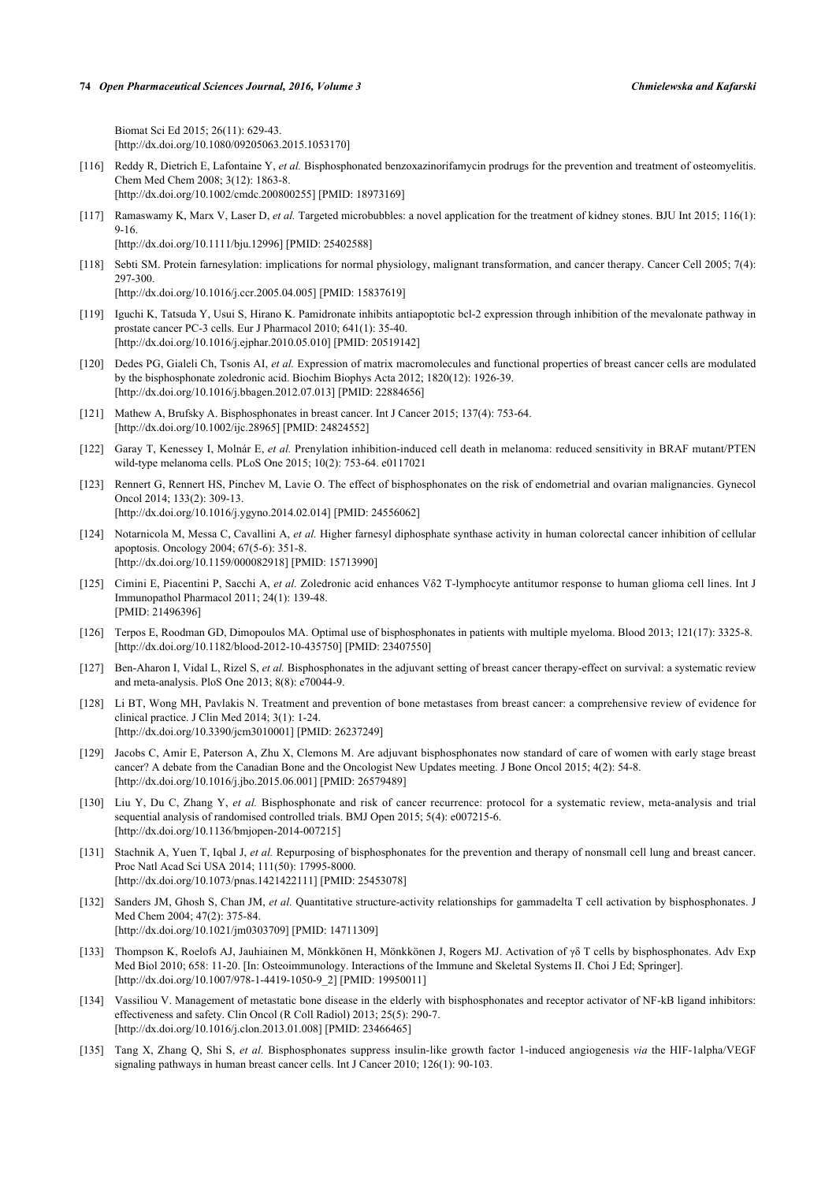Biomat Sci Ed 2015; 26(11): 629-43.
[http://dx.doi.org/10.1080/09205063.2015.1053170]

[116] Reddy R, Dietrich E, Lafontaine Y, *et al.* Bisphosphonated benzoxazinorifamycin prodrugs for the prevention and treatment of osteomyelitis. Chem Med Chem 2008; 3(12): 1863-8.
[http://dx.doi.org/10.1002/cmdc.200800255] [PMID: 18973169]

[117] Ramaswamy K, Marx V, Laser D, *et al.* Targeted microbubbles: a novel application for the treatment of kidney stones. BJU Int 2015; 116(1): 9-16.
[http://dx.doi.org/10.1111/bju.12996] [PMID: 25402588]

[118] Sebti SM. Protein farnesylation: implications for normal physiology, malignant transformation, and cancer therapy. Cancer Cell 2005; 7(4): 297-300.
[http://dx.doi.org/10.1016/j.ccr.2005.04.005] [PMID: 15837619]

[119] Iguchi K, Tatsuda Y, Usui S, Hirano K. Pamidronate inhibits antiapoptotic bcl-2 expression through inhibition of the mevalonate pathway in prostate cancer PC-3 cells. Eur J Pharmacol 2010; 641(1): 35-40.
[http://dx.doi.org/10.1016/j.ejphar.2010.05.010] [PMID: 20519142]

[120] Dedes PG, Gialeli Ch, Tsonis AI, *et al.* Expression of matrix macromolecules and functional properties of breast cancer cells are modulated by the bisphosphonate zoledronic acid. Biochim Biophys Acta 2012; 1820(12): 1926-39.
[http://dx.doi.org/10.1016/j.bbagen.2012.07.013] [PMID: 22884656]

[121] Mathew A, Brufsky A. Bisphosphonates in breast cancer. Int J Cancer 2015; 137(4): 753-64.
[http://dx.doi.org/10.1002/ijc.28965] [PMID: 24824552]

[122] Garay T, Kenessey I, Molnár E, *et al.* Prenylation inhibition-induced cell death in melanoma: reduced sensitivity in BRAF mutant/PTEN wild-type melanoma cells. PLoS One 2015; 10(2): 753-64. e0117021

[123] Rennert G, Rennert HS, Pinchev M, Lavie O. The effect of bisphosphonates on the risk of endometrial and ovarian malignancies. Gynecol Oncol 2014; 133(2): 309-13.
[http://dx.doi.org/10.1016/j.ygyno.2014.02.014] [PMID: 24556062]

[124] Notarnicola M, Messa C, Cavallini A, *et al.* Higher farnesyl diphosphate synthase activity in human colorectal cancer inhibition of cellular apoptosis. Oncology 2004; 67(5-6): 351-8.
[http://dx.doi.org/10.1159/000082918] [PMID: 15713990]

[125] Cimini E, Piacentini P, Sacchi A, *et al.* Zoledronic acid enhances Vδ2 T-lymphocyte antitumor response to human glioma cell lines. Int J Immunopathol Pharmacol 2011; 24(1): 139-48.
[PMID: 21496396]

[126] Terpos E, Roodman GD, Dimopoulos MA. Optimal use of bisphosphonates in patients with multiple myeloma. Blood 2013; 121(17): 3325-8.
[http://dx.doi.org/10.1182/blood-2012-10-435750] [PMID: 23407550]

[127] Ben-Aharon I, Vidal L, Rizel S, *et al.* Bisphosphonates in the adjuvant setting of breast cancer therapy-effect on survival: a systematic review and meta-analysis. PloS One 2013; 8(8): e70044-9.

[128] Li BT, Wong MH, Pavlakis N. Treatment and prevention of bone metastases from breast cancer: a comprehensive review of evidence for clinical practice. J Clin Med 2014; 3(1): 1-24.
[http://dx.doi.org/10.3390/jcm3010001] [PMID: 26237249]

[129] Jacobs C, Amir E, Paterson A, Zhu X, Clemons M. Are adjuvant bisphosphonates now standard of care of women with early stage breast cancer? A debate from the Canadian Bone and the Oncologist New Updates meeting. J Bone Oncol 2015; 4(2): 54-8.
[http://dx.doi.org/10.1016/j.jbo.2015.06.001] [PMID: 26579489]

[130] Liu Y, Du C, Zhang Y, *et al.* Bisphosphonate and risk of cancer recurrence: protocol for a systematic review, meta-analysis and trial sequential analysis of randomised controlled trials. BMJ Open 2015; 5(4): e007215-6.
[http://dx.doi.org/10.1136/bmjopen-2014-007215]

[131] Stachnik A, Yuen T, Iqbal J, *et al.* Repurposing of bisphosphonates for the prevention and therapy of nonsmall cell lung and breast cancer. Proc Natl Acad Sci USA 2014; 111(50): 17995-8000.
[http://dx.doi.org/10.1073/pnas.1421422111] [PMID: 25453078]

[132] Sanders JM, Ghosh S, Chan JM, *et al.* Quantitative structure-activity relationships for gammadelta T cell activation by bisphosphonates. J Med Chem 2004; 47(2): 375-84.
[http://dx.doi.org/10.1021/jm0303709] [PMID: 14711309]

[133] Thompson K, Roelofs AJ, Jauhiainen M, Mönkkönen H, Mönkkönen J, Rogers MJ. Activation of γδ T cells by bisphosphonates. Adv Exp Med Biol 2010; 658: 11-20. [In: Osteoimmunology. Interactions of the Immune and Skeletal Systems II. Choi J Ed; Springer].
[http://dx.doi.org/10.1007/978-1-4419-1050-9_2] [PMID: 19950011]

[134] Vassiliou V. Management of metastatic bone disease in the elderly with bisphosphonates and receptor activator of NF-kB ligand inhibitors: effectiveness and safety. Clin Oncol (R Coll Radiol) 2013; 25(5): 290-7.
[http://dx.doi.org/10.1016/j.clon.2013.01.008] [PMID: 23466465]

[135] Tang X, Zhang Q, Shi S, *et al.* Bisphosphonates suppress insulin-like growth factor 1-induced angiogenesis *via* the HIF-1alpha/VEGF signaling pathways in human breast cancer cells. Int J Cancer 2010; 126(1): 90-103.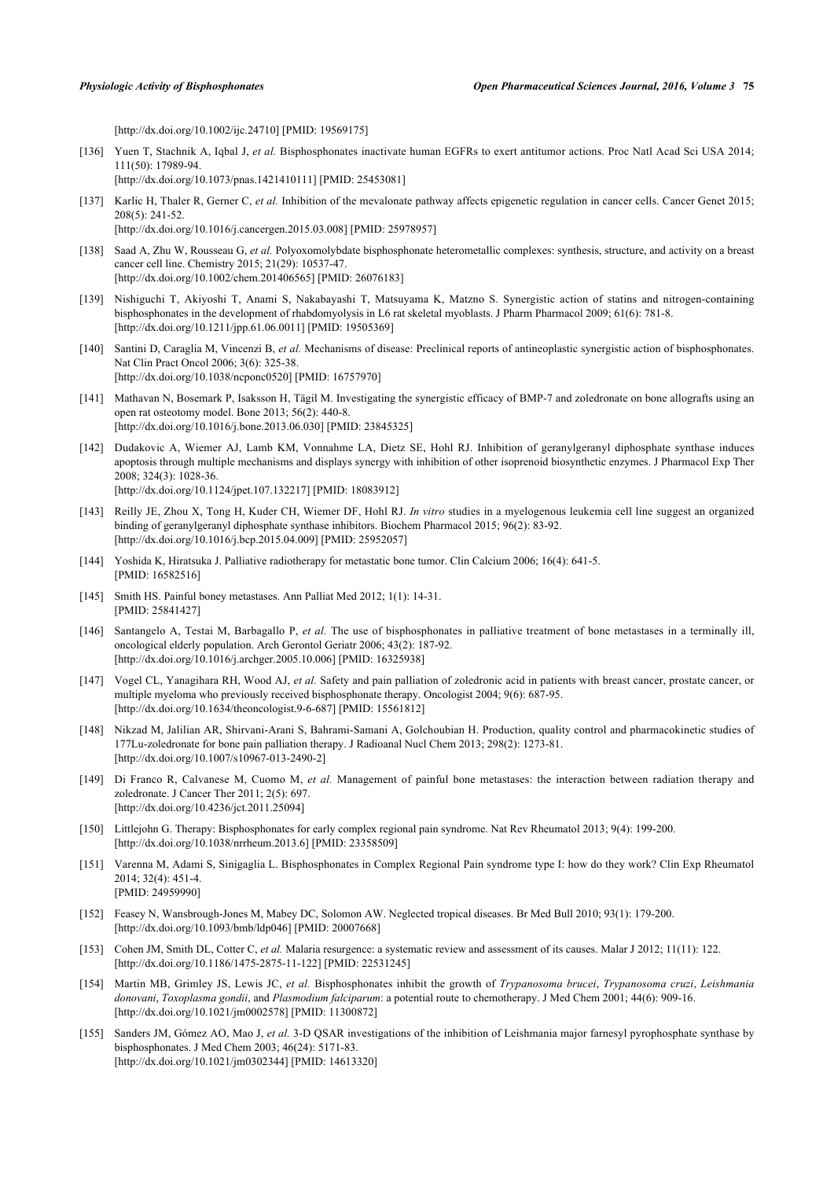[http://dx.doi.org/10.1002/ijc.24710] [PMID: 19569175]

[136] Yuen T, Stachnik A, Iqbal J, *et al.* Bisphosphonates inactivate human EGFRs to exert antitumor actions. Proc Natl Acad Sci USA 2014; 111(50): 17989-94.
[http://dx.doi.org/10.1073/pnas.1421410111] [PMID: 25453081]

[137] Karlic H, Thaler R, Gerner C, *et al.* Inhibition of the mevalonate pathway affects epigenetic regulation in cancer cells. Cancer Genet 2015; 208(5): 241-52.
[http://dx.doi.org/10.1016/j.cancergen.2015.03.008] [PMID: 25978957]

[138] Saad A, Zhu W, Rousseau G, *et al.* Polyoxomolybdate bisphosphonate heterometallic complexes: synthesis, structure, and activity on a breast cancer cell line. Chemistry 2015; 21(29): 10537-47.
[http://dx.doi.org/10.1002/chem.201406565] [PMID: 26076183]

[139] Nishiguchi T, Akiyoshi T, Anami S, Nakabayashi T, Matsuyama K, Matzno S. Synergistic action of statins and nitrogen-containing bisphosphonates in the development of rhabdomyolysis in L6 rat skeletal myoblasts. J Pharm Pharmacol 2009; 61(6): 781-8.
[http://dx.doi.org/10.1211/jpp.61.06.0011] [PMID: 19505369]

[140] Santini D, Caraglia M, Vincenzi B, *et al.* Mechanisms of disease: Preclinical reports of antineoplastic synergistic action of bisphosphonates. Nat Clin Pract Oncol 2006; 3(6): 325-38.
[http://dx.doi.org/10.1038/ncponc0520] [PMID: 16757970]

[141] Mathavan N, Bosemark P, Isaksson H, Tägil M. Investigating the synergistic efficacy of BMP-7 and zoledronate on bone allografts using an open rat osteotomy model. Bone 2013; 56(2): 440-8.
[http://dx.doi.org/10.1016/j.bone.2013.06.030] [PMID: 23845325]

[142] Dudakovic A, Wiemer AJ, Lamb KM, Vonnahme LA, Dietz SE, Hohl RJ. Inhibition of geranylgeranyl diphosphate synthase induces apoptosis through multiple mechanisms and displays synergy with inhibition of other isoprenoid biosynthetic enzymes. J Pharmacol Exp Ther 2008; 324(3): 1028-36.
[http://dx.doi.org/10.1124/jpet.107.132217] [PMID: 18083912]

[143] Reilly JE, Zhou X, Tong H, Kuder CH, Wiemer DF, Hohl RJ. *In vitro* studies in a myelogenous leukemia cell line suggest an organized binding of geranylgeranyl diphosphate synthase inhibitors. Biochem Pharmacol 2015; 96(2): 83-92.
[http://dx.doi.org/10.1016/j.bcp.2015.04.009] [PMID: 25952057]

[144] Yoshida K, Hiratsuka J. Palliative radiotherapy for metastatic bone tumor. Clin Calcium 2006; 16(4): 641-5.
[PMID: 16582516]

[145] Smith HS. Painful boney metastases. Ann Palliat Med 2012; 1(1): 14-31.
[PMID: 25841427]

[146] Santangelo A, Testai M, Barbagallo P, *et al.* The use of bisphosphonates in palliative treatment of bone metastases in a terminally ill, oncological elderly population. Arch Gerontol Geriatr 2006; 43(2): 187-92.
[http://dx.doi.org/10.1016/j.archger.2005.10.006] [PMID: 16325938]

[147] Vogel CL, Yanagihara RH, Wood AJ, *et al.* Safety and pain palliation of zoledronic acid in patients with breast cancer, prostate cancer, or multiple myeloma who previously received bisphosphonate therapy. Oncologist 2004; 9(6): 687-95.
[http://dx.doi.org/10.1634/theoncologist.9-6-687] [PMID: 15561812]

[148] Nikzad M, Jalilian AR, Shirvani-Arani S, Bahrami-Samani A, Golchoubian H. Production, quality control and pharmacokinetic studies of 177Lu-zoledronate for bone pain palliation therapy. J Radioanal Nucl Chem 2013; 298(2): 1273-81.
[http://dx.doi.org/10.1007/s10967-013-2490-2]

[149] Di Franco R, Calvanese M, Cuomo M, *et al.* Management of painful bone metastases: the interaction between radiation therapy and zoledronate. J Cancer Ther 2011; 2(5): 697.
[http://dx.doi.org/10.4236/jct.2011.25094]

[150] Littlejohn G. Therapy: Bisphosphonates for early complex regional pain syndrome. Nat Rev Rheumatol 2013; 9(4): 199-200.
[http://dx.doi.org/10.1038/nrrheum.2013.6] [PMID: 23358509]

[151] Varenna M, Adami S, Sinigaglia L. Bisphosphonates in Complex Regional Pain syndrome type I: how do they work? Clin Exp Rheumatol 2014; 32(4): 451-4.
[PMID: 24959990]

[152] Feasey N, Wansbrough-Jones M, Mabey DC, Solomon AW. Neglected tropical diseases. Br Med Bull 2010; 93(1): 179-200.
[http://dx.doi.org/10.1093/bmb/ldp046] [PMID: 20007668]

[153] Cohen JM, Smith DL, Cotter C, *et al.* Malaria resurgence: a systematic review and assessment of its causes. Malar J 2012; 11(11): 122.
[http://dx.doi.org/10.1186/1475-2875-11-122] [PMID: 22531245]

[154] Martin MB, Grimley JS, Lewis JC, *et al.* Bisphosphonates inhibit the growth of *Trypanosoma brucei*, *Trypanosoma cruzi*, *Leishmania donovani*, *Toxoplasma gondii*, and *Plasmodium falciparum*: a potential route to chemotherapy. J Med Chem 2001; 44(6): 909-16.
[http://dx.doi.org/10.1021/jm0002578] [PMID: 11300872]

[155] Sanders JM, Gómez AO, Mao J, *et al.* 3-D QSAR investigations of the inhibition of Leishmania major farnesyl pyrophosphate synthase by bisphosphonates. J Med Chem 2003; 46(24): 5171-83.
[http://dx.doi.org/10.1021/jm0302344] [PMID: 14613320]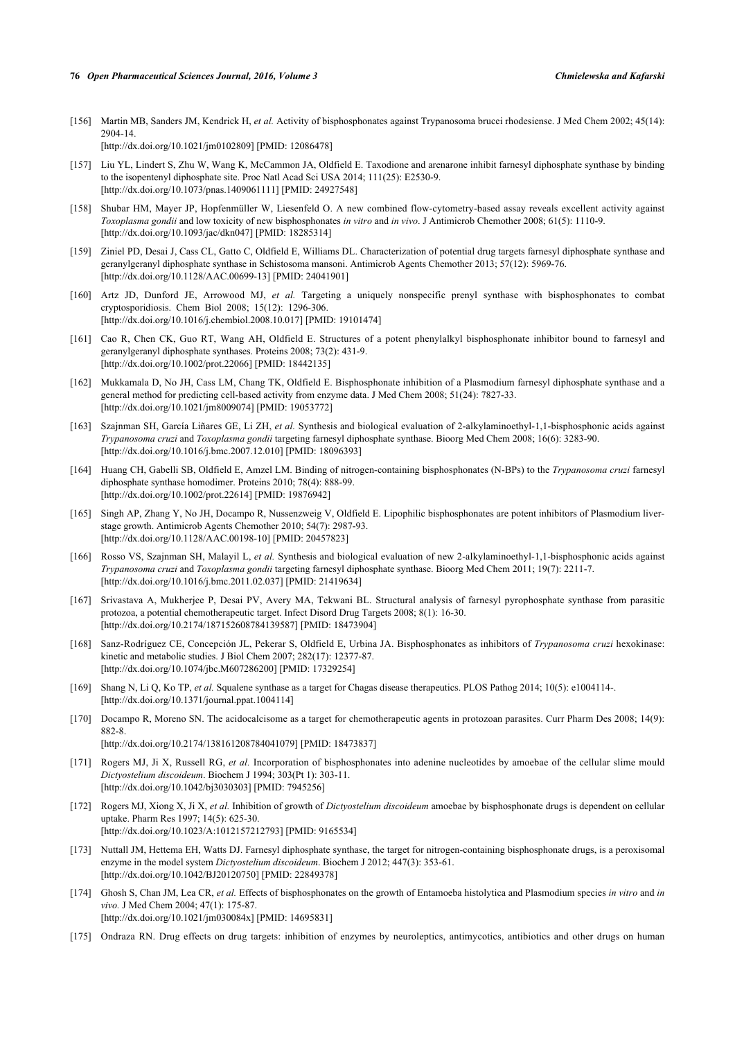[156] Martin MB, Sanders JM, Kendrick H, *et al.* Activity of bisphosphonates against Trypanosoma brucei rhodesiense. J Med Chem 2002; 45(14): 2904-14.
[http://dx.doi.org/10.1021/jm0102809] [PMID: 12086478]

[157] Liu YL, Lindert S, Zhu W, Wang K, McCammon JA, Oldfield E. Taxodione and arenarone inhibit farnesyl diphosphate synthase by binding to the isopentenyl diphosphate site. Proc Natl Acad Sci USA 2014; 111(25): E2530-9.
[http://dx.doi.org/10.1073/pnas.1409061111] [PMID: 24927548]

[158] Shubar HM, Mayer JP, Hopfenmüller W, Liesenfeld O. A new combined flow-cytometry-based assay reveals excellent activity against *Toxoplasma gondii* and low toxicity of new bisphosphonates *in vitro* and *in vivo*. J Antimicrob Chemother 2008; 61(5): 1110-9.
[http://dx.doi.org/10.1093/jac/dkn047] [PMID: 18285314]

[159] Ziniel PD, Desai J, Cass CL, Gatto C, Oldfield E, Williams DL. Characterization of potential drug targets farnesyl diphosphate synthase and geranylgeranyl diphosphate synthase in Schistosoma mansoni. Antimicrob Agents Chemother 2013; 57(12): 5969-76.
[http://dx.doi.org/10.1128/AAC.00699-13] [PMID: 24041901]

[160] Artz JD, Dunford JE, Arrowood MJ, *et al.* Targeting a uniquely nonspecific prenyl synthase with bisphosphonates to combat cryptosporidiosis. Chem Biol 2008; 15(12): 1296-306.
[http://dx.doi.org/10.1016/j.chembiol.2008.10.017] [PMID: 19101474]

[161] Cao R, Chen CK, Guo RT, Wang AH, Oldfield E. Structures of a potent phenylalkyl bisphosphonate inhibitor bound to farnesyl and geranylgeranyl diphosphate synthases. Proteins 2008; 73(2): 431-9.
[http://dx.doi.org/10.1002/prot.22066] [PMID: 18442135]

[162] Mukkamala D, No JH, Cass LM, Chang TK, Oldfield E. Bisphosphonate inhibition of a Plasmodium farnesyl diphosphate synthase and a general method for predicting cell-based activity from enzyme data. J Med Chem 2008; 51(24): 7827-33.
[http://dx.doi.org/10.1021/jm8009074] [PMID: 19053772]

[163] Szajnman SH, García Liñares GE, Li ZH, *et al.* Synthesis and biological evaluation of 2-alkylaminoethyl-1,1-bisphosphonic acids against *Trypanosoma cruzi* and *Toxoplasma gondii* targeting farnesyl diphosphate synthase. Bioorg Med Chem 2008; 16(6): 3283-90.
[http://dx.doi.org/10.1016/j.bmc.2007.12.010] [PMID: 18096393]

[164] Huang CH, Gabelli SB, Oldfield E, Amzel LM. Binding of nitrogen-containing bisphosphonates (N-BPs) to the *Trypanosoma cruzi* farnesyl diphosphate synthase homodimer. Proteins 2010; 78(4): 888-99.
[http://dx.doi.org/10.1002/prot.22614] [PMID: 19876942]

[165] Singh AP, Zhang Y, No JH, Docampo R, Nussenzweig V, Oldfield E. Lipophilic bisphosphonates are potent inhibitors of Plasmodium liver-stage growth. Antimicrob Agents Chemother 2010; 54(7): 2987-93.
[http://dx.doi.org/10.1128/AAC.00198-10] [PMID: 20457823]

[166] Rosso VS, Szajnman SH, Malayil L, *et al.* Synthesis and biological evaluation of new 2-alkylaminoethyl-1,1-bisphosphonic acids against *Trypanosoma cruzi* and *Toxoplasma gondii* targeting farnesyl diphosphate synthase. Bioorg Med Chem 2011; 19(7): 2211-7.
[http://dx.doi.org/10.1016/j.bmc.2011.02.037] [PMID: 21419634]

[167] Srivastava A, Mukherjee P, Desai PV, Avery MA, Tekwani BL. Structural analysis of farnesyl pyrophosphate synthase from parasitic protozoa, a potential chemotherapeutic target. Infect Disord Drug Targets 2008; 8(1): 16-30.
[http://dx.doi.org/10.2174/187152608784139587] [PMID: 18473904]

[168] Sanz-Rodríguez CE, Concepción JL, Pekerar S, Oldfield E, Urbina JA. Bisphosphonates as inhibitors of *Trypanosoma cruzi* hexokinase: kinetic and metabolic studies. J Biol Chem 2007; 282(17): 12377-87.
[http://dx.doi.org/10.1074/jbc.M607286200] [PMID: 17329254]

[169] Shang N, Li Q, Ko TP, *et al.* Squalene synthase as a target for Chagas disease therapeutics. PLOS Pathog 2014; 10(5): e1004114-.
[http://dx.doi.org/10.1371/journal.ppat.1004114]

[170] Docampo R, Moreno SN. The acidocalcisome as a target for chemotherapeutic agents in protozoan parasites. Curr Pharm Des 2008; 14(9): 882-8.
[http://dx.doi.org/10.2174/138161208784041079] [PMID: 18473837]

[171] Rogers MJ, Ji X, Russell RG, *et al.* Incorporation of bisphosphonates into adenine nucleotides by amoebae of the cellular slime mould *Dictyostelium discoideum*. Biochem J 1994; 303(Pt 1): 303-11.
[http://dx.doi.org/10.1042/bj3030303] [PMID: 7945256]

[172] Rogers MJ, Xiong X, Ji X, *et al.* Inhibition of growth of *Dictyostelium discoideum* amoebae by bisphosphonate drugs is dependent on cellular uptake. Pharm Res 1997; 14(5): 625-30.
[http://dx.doi.org/10.1023/A:1012157212793] [PMID: 9165534]

[173] Nuttall JM, Hettema EH, Watts DJ. Farnesyl diphosphate synthase, the target for nitrogen-containing bisphosphonate drugs, is a peroxisomal enzyme in the model system *Dictyostelium discoideum*. Biochem J 2012; 447(3): 353-61.
[http://dx.doi.org/10.1042/BJ20120750] [PMID: 22849378]

[174] Ghosh S, Chan JM, Lea CR, *et al.* Effects of bisphosphonates on the growth of Entamoeba histolytica and Plasmodium species *in vitro* and *in vivo.* J Med Chem 2004; 47(1): 175-87.
[http://dx.doi.org/10.1021/jm030084x] [PMID: 14695831]

[175] Ondraza RN. Drug effects on drug targets: inhibition of enzymes by neuroleptics, antimycotics, antibiotics and other drugs on human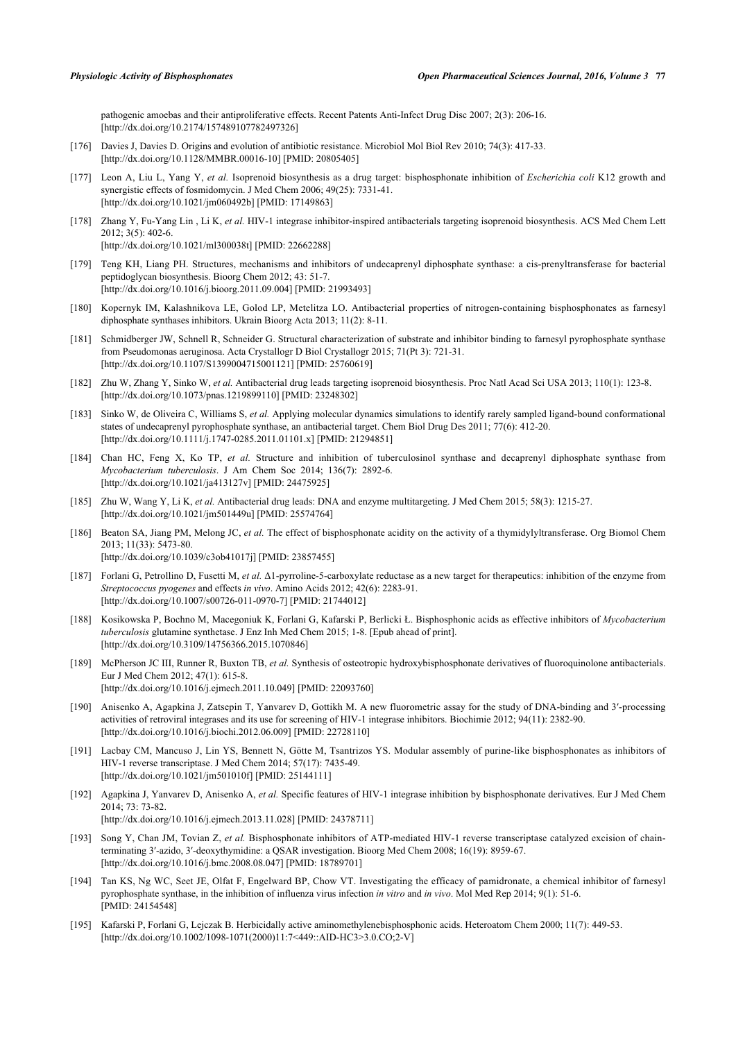pathogenic amoebas and their antiproliferative effects. Recent Patents Anti-Infect Drug Disc 2007; 2(3): 206-16. [http://dx.doi.org/10.2174/157489107782497326]

[176] Davies J, Davies D. Origins and evolution of antibiotic resistance. Microbiol Mol Biol Rev 2010; 74(3): 417-33. [http://dx.doi.org/10.1128/MMBR.00016-10] [PMID: 20805405]

[177] Leon A, Liu L, Yang Y, *et al.* Isoprenoid biosynthesis as a drug target: bisphosphonate inhibition of *Escherichia coli* K12 growth and synergistic effects of fosmidomycin. J Med Chem 2006; 49(25): 7331-41. [http://dx.doi.org/10.1021/jm060492b] [PMID: 17149863]

[178] Zhang Y, Fu-Yang Lin , Li K, *et al.* HIV-1 integrase inhibitor-inspired antibacterials targeting isoprenoid biosynthesis. ACS Med Chem Lett 2012; 3(5): 402-6. [http://dx.doi.org/10.1021/ml300038t] [PMID: 22662288]

[179] Teng KH, Liang PH. Structures, mechanisms and inhibitors of undecaprenyl diphosphate synthase: a cis-prenyltransferase for bacterial peptidoglycan biosynthesis. Bioorg Chem 2012; 43: 51-7. [http://dx.doi.org/10.1016/j.bioorg.2011.09.004] [PMID: 21993493]

[180] Kopernyk IM, Kalashnikova LE, Golod LP, Metelitza LO. Antibacterial properties of nitrogen-containing bisphosphonates as farnesyl diphosphate synthases inhibitors. Ukrain Bioorg Acta 2013; 11(2): 8-11.

[181] Schmidberger JW, Schnell R, Schneider G. Structural characterization of substrate and inhibitor binding to farnesyl pyrophosphate synthase from Pseudomonas aeruginosa. Acta Crystallogr D Biol Crystallogr 2015; 71(Pt 3): 721-31. [http://dx.doi.org/10.1107/S1399004715001121] [PMID: 25760619]

[182] Zhu W, Zhang Y, Sinko W, *et al.* Antibacterial drug leads targeting isoprenoid biosynthesis. Proc Natl Acad Sci USA 2013; 110(1): 123-8. [http://dx.doi.org/10.1073/pnas.1219899110] [PMID: 23248302]

[183] Sinko W, de Oliveira C, Williams S, *et al.* Applying molecular dynamics simulations to identify rarely sampled ligand-bound conformational states of undecaprenyl pyrophosphate synthase, an antibacterial target. Chem Biol Drug Des 2011; 77(6): 412-20. [http://dx.doi.org/10.1111/j.1747-0285.2011.01101.x] [PMID: 21294851]

[184] Chan HC, Feng X, Ko TP, *et al.* Structure and inhibition of tuberculosinol synthase and decaprenyl diphosphate synthase from *Mycobacterium tuberculosis*. J Am Chem Soc 2014; 136(7): 2892-6. [http://dx.doi.org/10.1021/ja413127v] [PMID: 24475925]

[185] Zhu W, Wang Y, Li K, *et al.* Antibacterial drug leads: DNA and enzyme multitargeting. J Med Chem 2015; 58(3): 1215-27. [http://dx.doi.org/10.1021/jm501449u] [PMID: 25574764]

[186] Beaton SA, Jiang PM, Melong JC, *et al.* The effect of bisphosphonate acidity on the activity of a thymidylyltransferase. Org Biomol Chem 2013; 11(33): 5473-80. [http://dx.doi.org/10.1039/c3ob41017j] [PMID: 23857455]

[187] Forlani G, Petrollino D, Fusetti M, *et al.* Δ1-pyrroline-5-carboxylate reductase as a new target for therapeutics: inhibition of the enzyme from *Streptococcus pyogenes* and effects *in vivo*. Amino Acids 2012; 42(6): 2283-91. [http://dx.doi.org/10.1007/s00726-011-0970-7] [PMID: 21744012]

[188] Kosikowska P, Bochno M, Macegoniuk K, Forlani G, Kafarski P, Berlicki Ł. Bisphosphonic acids as effective inhibitors of *Mycobacterium tuberculosis* glutamine synthetase. J Enz Inh Med Chem 2015; 1-8. [Epub ahead of print]. [http://dx.doi.org/10.3109/14756366.2015.1070846]

[189] McPherson JC III, Runner R, Buxton TB, *et al.* Synthesis of osteotropic hydroxybisphosphonate derivatives of fluoroquinolone antibacterials. Eur J Med Chem 2012; 47(1): 615-8. [http://dx.doi.org/10.1016/j.ejmech.2011.10.049] [PMID: 22093760]

[190] Anisenko A, Agapkina J, Zatsepin T, Yanvarev D, Gottikh M. A new fluorometric assay for the study of DNA-binding and 3′-processing activities of retroviral integrases and its use for screening of HIV-1 integrase inhibitors. Biochimie 2012; 94(11): 2382-90. [http://dx.doi.org/10.1016/j.biochi.2012.06.009] [PMID: 22728110]

[191] Lacbay CM, Mancuso J, Lin YS, Bennett N, Götte M, Tsantrizos YS. Modular assembly of purine-like bisphosphonates as inhibitors of HIV-1 reverse transcriptase. J Med Chem 2014; 57(17): 7435-49. [http://dx.doi.org/10.1021/jm501010f] [PMID: 25144111]

[192] Agapkina J, Yanvarev D, Anisenko A, *et al.* Specific features of HIV-1 integrase inhibition by bisphosphonate derivatives. Eur J Med Chem 2014; 73: 73-82. [http://dx.doi.org/10.1016/j.ejmech.2013.11.028] [PMID: 24378711]

[193] Song Y, Chan JM, Tovian Z, *et al.* Bisphosphonate inhibitors of ATP-mediated HIV-1 reverse transcriptase catalyzed excision of chain-terminating 3′-azido, 3′-deoxythymidine: a QSAR investigation. Bioorg Med Chem 2008; 16(19): 8959-67. [http://dx.doi.org/10.1016/j.bmc.2008.08.047] [PMID: 18789701]

[194] Tan KS, Ng WC, Seet JE, Olfat F, Engelward BP, Chow VT. Investigating the efficacy of pamidronate, a chemical inhibitor of farnesyl pyrophosphate synthase, in the inhibition of influenza virus infection *in vitro* and *in vivo*. Mol Med Rep 2014; 9(1): 51-6. [PMID: 24154548]

[195] Kafarski P, Forlani G, Lejczak B. Herbicidally active aminomethylenebisphosphonic acids. Heteroatom Chem 2000; 11(7): 449-53. [http://dx.doi.org/10.1002/1098-1071(2000)11:7<449::AID-HC3>3.0.CO;2-V]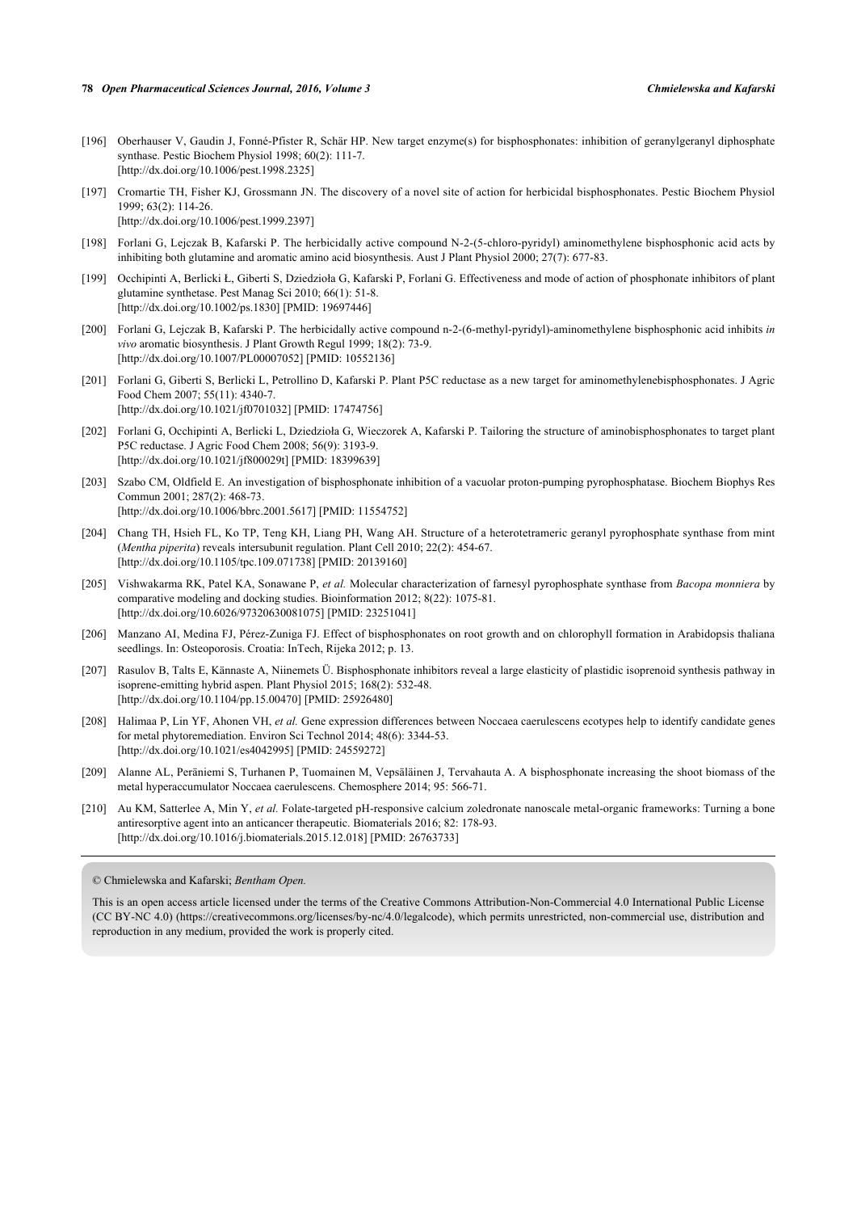[196] Oberhauser V, Gaudin J, Fonné-Pfister R, Schär HP. New target enzyme(s) for bisphosphonates: inhibition of geranylgeranyl diphosphate synthase. Pestic Biochem Physiol 1998; 60(2): 111-7.
[http://dx.doi.org/10.1006/pest.1998.2325]

[197] Cromartie TH, Fisher KJ, Grossmann JN. The discovery of a novel site of action for herbicidal bisphosphonates. Pestic Biochem Physiol 1999; 63(2): 114-26.
[http://dx.doi.org/10.1006/pest.1999.2397]

[198] Forlani G, Lejczak B, Kafarski P. The herbicidally active compound N-2-(5-chloro-pyridyl) aminomethylene bisphosphonic acid acts by inhibiting both glutamine and aromatic amino acid biosynthesis. Aust J Plant Physiol 2000; 27(7): 677-83.

[199] Occhipinti A, Berlicki Ł, Giberti S, Dziedzioła G, Kafarski P, Forlani G. Effectiveness and mode of action of phosphonate inhibitors of plant glutamine synthetase. Pest Manag Sci 2010; 66(1): 51-8.
[http://dx.doi.org/10.1002/ps.1830] [PMID: 19697446]

[200] Forlani G, Lejczak B, Kafarski P. The herbicidally active compound n-2-(6-methyl-pyridyl)-aminomethylene bisphosphonic acid inhibits *in vivo* aromatic biosynthesis. J Plant Growth Regul 1999; 18(2): 73-9.
[http://dx.doi.org/10.1007/PL00007052] [PMID: 10552136]

[201] Forlani G, Giberti S, Berlicki L, Petrollino D, Kafarski P. Plant P5C reductase as a new target for aminomethylenebisphosphonates. J Agric Food Chem 2007; 55(11): 4340-7.
[http://dx.doi.org/10.1021/jf0701032] [PMID: 17474756]

[202] Forlani G, Occhipinti A, Berlicki L, Dziedzioła G, Wieczorek A, Kafarski P. Tailoring the structure of aminobisphosphonates to target plant P5C reductase. J Agric Food Chem 2008; 56(9): 3193-9.
[http://dx.doi.org/10.1021/jf800029t] [PMID: 18399639]

[203] Szabo CM, Oldfield E. An investigation of bisphosphonate inhibition of a vacuolar proton-pumping pyrophosphatase. Biochem Biophys Res Commun 2001; 287(2): 468-73.
[http://dx.doi.org/10.1006/bbrc.2001.5617] [PMID: 11554752]

[204] Chang TH, Hsieh FL, Ko TP, Teng KH, Liang PH, Wang AH. Structure of a heterotetrameric geranyl pyrophosphate synthase from mint (*Mentha piperita*) reveals intersubunit regulation. Plant Cell 2010; 22(2): 454-67.
[http://dx.doi.org/10.1105/tpc.109.071738] [PMID: 20139160]

[205] Vishwakarma RK, Patel KA, Sonawane P, *et al.* Molecular characterization of farnesyl pyrophosphate synthase from *Bacopa monniera* by comparative modeling and docking studies. Bioinformation 2012; 8(22): 1075-81.
[http://dx.doi.org/10.6026/97320630081075] [PMID: 23251041]

[206] Manzano AI, Medina FJ, Pérez-Zuniga FJ. Effect of bisphosphonates on root growth and on chlorophyll formation in Arabidopsis thaliana seedlings. In: Osteoporosis. Croatia: InTech, Rijeka 2012; p. 13.

[207] Rasulov B, Talts E, Kännaste A, Niinemets Ü. Bisphosphonate inhibitors reveal a large elasticity of plastidic isoprenoid synthesis pathway in isoprene-emitting hybrid aspen. Plant Physiol 2015; 168(2): 532-48.
[http://dx.doi.org/10.1104/pp.15.00470] [PMID: 25926480]

[208] Halimaa P, Lin YF, Ahonen VH, *et al.* Gene expression differences between Noccaea caerulescens ecotypes help to identify candidate genes for metal phytoremediation. Environ Sci Technol 2014; 48(6): 3344-53.
[http://dx.doi.org/10.1021/es4042995] [PMID: 24559272]

[209] Alanne AL, Peräniemi S, Turhanen P, Tuomainen M, Vepsäläinen J, Tervahauta A. A bisphosphonate increasing the shoot biomass of the metal hyperaccumulator Noccaea caerulescens. Chemosphere 2014; 95: 566-71.

[210] Au KM, Satterlee A, Min Y, *et al.* Folate-targeted pH-responsive calcium zoledronate nanoscale metal-organic frameworks: Turning a bone antiresorptive agent into an anticancer therapeutic. Biomaterials 2016; 82: 178-93.
[http://dx.doi.org/10.1016/j.biomaterials.2015.12.018] [PMID: 26763733]

© Chmielewska and Kafarski; *Bentham Open.*

This is an open access article licensed under the terms of the Creative Commons Attribution-Non-Commercial 4.0 International Public License (CC BY-NC 4.0) (https://creativecommons.org/licenses/by-nc/4.0/legalcode), which permits unrestricted, non-commercial use, distribution and reproduction in any medium, provided the work is properly cited.